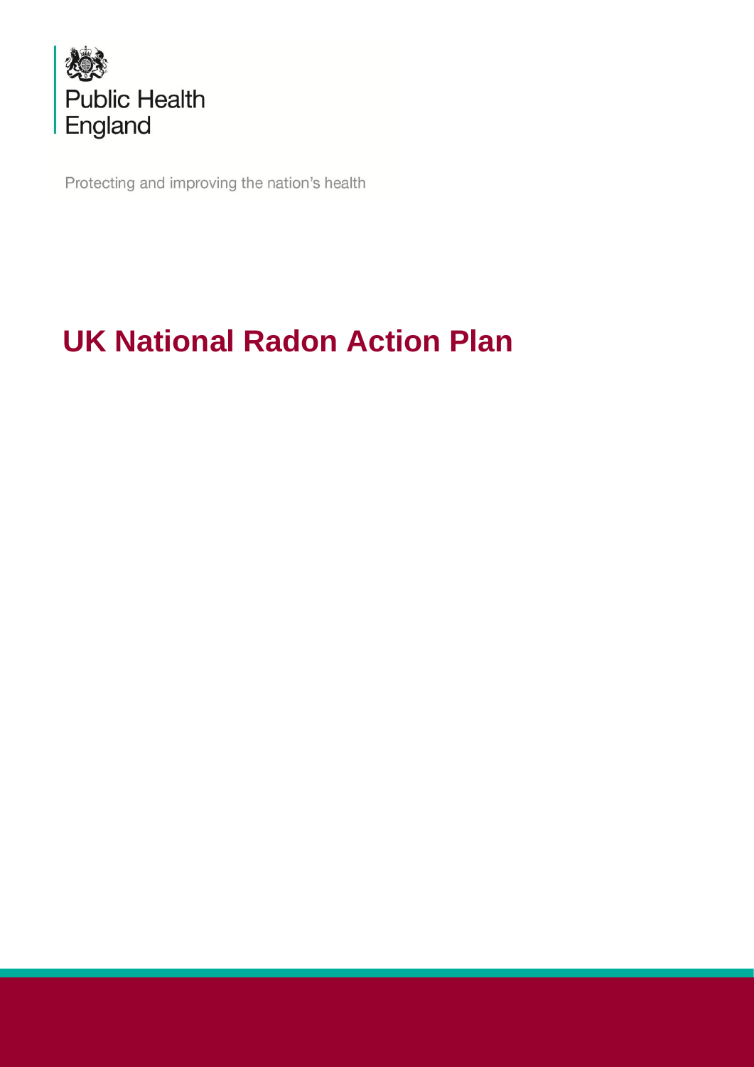Public Health England

Protecting and improving the nation's health

# UK National Radon Action Plan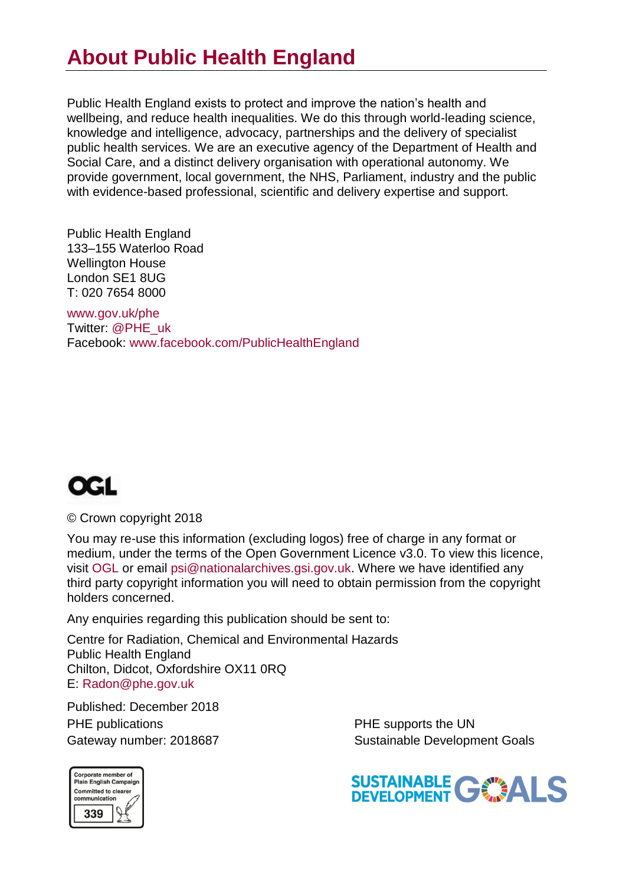# About Public Health England

Public Health England exists to protect and improve the nation's health and wellbeing, and reduce health inequalities. We do this through world-leading science, knowledge and intelligence, advocacy, partnerships and the delivery of specialist public health services. We are an executive agency of the Department of Health and Social Care, and a distinct delivery organisation with operational autonomy. We provide government, local government, the NHS, Parliament, industry and the public with evidence-based professional, scientific and delivery expertise and support.

Public Health England
133–155 Waterloo Road
Wellington House
London SE1 8UG
T: 020 7654 8000

www.gov.uk/phe
Twitter: @PHE_uk
Facebook: www.facebook.com/PublicHealthEngland

OGL

© Crown copyright 2018

You may re-use this information (excluding logos) free of charge in any format or medium, under the terms of the Open Government Licence v3.0. To view this licence, visit OGL or email psi@nationalarchives.gsi.gov.uk. Where we have identified any third party copyright information you will need to obtain permission from the copyright holders concerned.

Any enquiries regarding this publication should be sent to:

Centre for Radiation, Chemical and Environmental Hazards
Public Health England
Chilton, Didcot, Oxfordshire OX11 0RQ
E: Radon@phe.gov.uk

Published: December 2018
PHE publications
Gateway number: 2018687

PHE supports the UN Sustainable Development Goals

Corporate member of Plain English Campaign
Committed to clearer communication
339

SUSTAINABLE DEVELOPMENT GOALS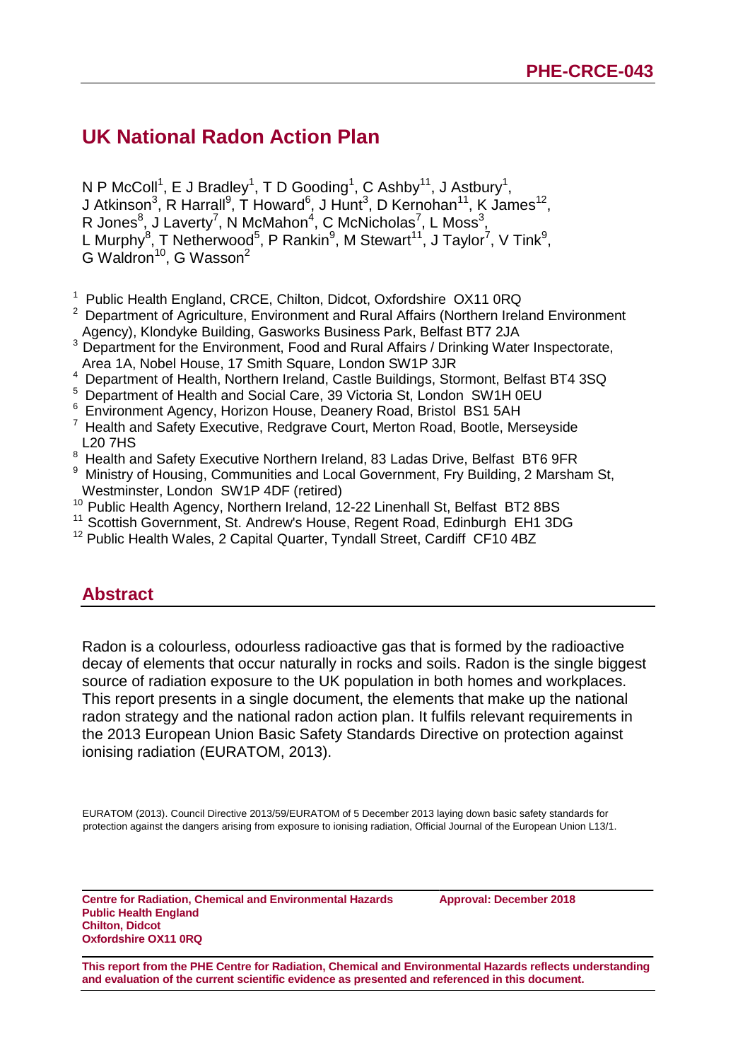**PHE-CRCE-043**

# UK National Radon Action Plan

N P McColl[1], E J Bradley[1], T D Gooding[1], C Ashby[11], J Astbury[1], J Atkinson[3], R Harrall[9], T Howard[6], J Hunt[3], D Kernohan[11], K James[12], R Jones[8], J Laverty[7], N McMahon[4], C McNicholas[7], L Moss[3], L Murphy[8], T Netherwood[5], P Rankin[9], M Stewart[11], J Taylor[7], V Tink[9], G Waldron[10], G Wasson[2]

[1] Public Health England, CRCE, Chilton, Didcot, Oxfordshire OX11 0RQ
[2] Department of Agriculture, Environment and Rural Affairs (Northern Ireland Environment Agency), Klondyke Building, Gasworks Business Park, Belfast BT7 2JA
[3] Department for the Environment, Food and Rural Affairs / Drinking Water Inspectorate, Area 1A, Nobel House, 17 Smith Square, London SW1P 3JR
[4] Department of Health, Northern Ireland, Castle Buildings, Stormont, Belfast BT4 3SQ
[5] Department of Health and Social Care, 39 Victoria St, London SW1H 0EU
[6] Environment Agency, Horizon House, Deanery Road, Bristol BS1 5AH
[7] Health and Safety Executive, Redgrave Court, Merton Road, Bootle, Merseyside L20 7HS
[8] Health and Safety Executive Northern Ireland, 83 Ladas Drive, Belfast BT6 9FR
[9] Ministry of Housing, Communities and Local Government, Fry Building, 2 Marsham St, Westminster, London SW1P 4DF (retired)
[10] Public Health Agency, Northern Ireland, 12-22 Linenhall St, Belfast BT2 8BS
[11] Scottish Government, St. Andrew's House, Regent Road, Edinburgh EH1 3DG
[12] Public Health Wales, 2 Capital Quarter, Tyndall Street, Cardiff CF10 4BZ

## Abstract

Radon is a colourless, odourless radioactive gas that is formed by the radioactive decay of elements that occur naturally in rocks and soils. Radon is the single biggest source of radiation exposure to the UK population in both homes and workplaces. This report presents in a single document, the elements that make up the national radon strategy and the national radon action plan. It fulfils relevant requirements in the 2013 European Union Basic Safety Standards Directive on protection against ionising radiation (EURATOM, 2013).

EURATOM (2013). Council Directive 2013/59/EURATOM of 5 December 2013 laying down basic safety standards for protection against the dangers arising from exposure to ionising radiation, Official Journal of the European Union L13/1.

**Centre for Radiation, Chemical and Environmental Hazards**
**Public Health England**
**Chilton, Didcot**
**Oxfordshire OX11 0RQ**

**Approval: December 2018**

**This report from the PHE Centre for Radiation, Chemical and Environmental Hazards reflects understanding and evaluation of the current scientific evidence as presented and referenced in this document.**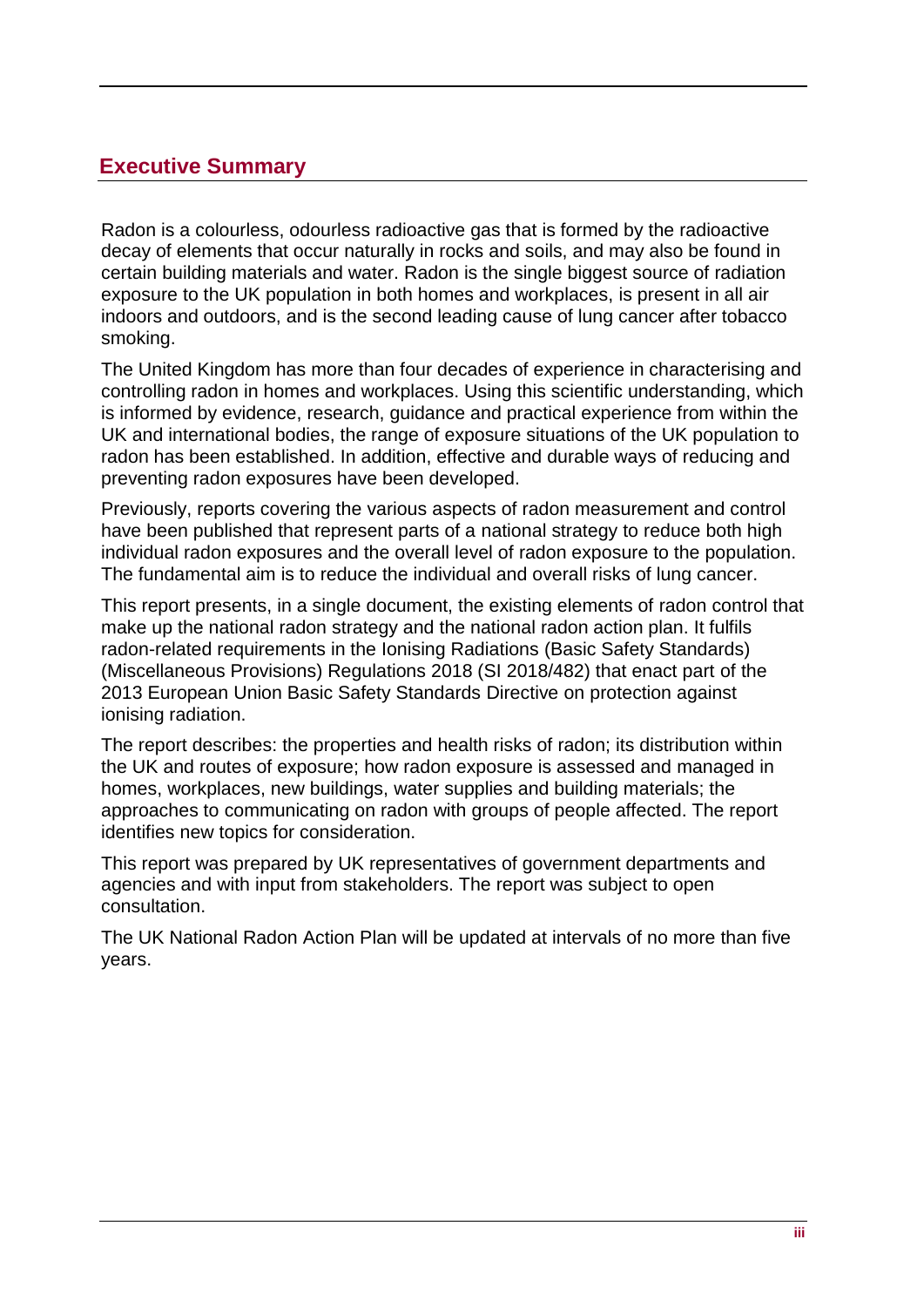## Executive Summary

Radon is a colourless, odourless radioactive gas that is formed by the radioactive decay of elements that occur naturally in rocks and soils, and may also be found in certain building materials and water. Radon is the single biggest source of radiation exposure to the UK population in both homes and workplaces, is present in all air indoors and outdoors, and is the second leading cause of lung cancer after tobacco smoking.

The United Kingdom has more than four decades of experience in characterising and controlling radon in homes and workplaces. Using this scientific understanding, which is informed by evidence, research, guidance and practical experience from within the UK and international bodies, the range of exposure situations of the UK population to radon has been established. In addition, effective and durable ways of reducing and preventing radon exposures have been developed.

Previously, reports covering the various aspects of radon measurement and control have been published that represent parts of a national strategy to reduce both high individual radon exposures and the overall level of radon exposure to the population. The fundamental aim is to reduce the individual and overall risks of lung cancer.

This report presents, in a single document, the existing elements of radon control that make up the national radon strategy and the national radon action plan. It fulfils radon-related requirements in the Ionising Radiations (Basic Safety Standards) (Miscellaneous Provisions) Regulations 2018 (SI 2018/482) that enact part of the 2013 European Union Basic Safety Standards Directive on protection against ionising radiation.

The report describes: the properties and health risks of radon; its distribution within the UK and routes of exposure; how radon exposure is assessed and managed in homes, workplaces, new buildings, water supplies and building materials; the approaches to communicating on radon with groups of people affected. The report identifies new topics for consideration.

This report was prepared by UK representatives of government departments and agencies and with input from stakeholders. The report was subject to open consultation.

The UK National Radon Action Plan will be updated at intervals of no more than five years.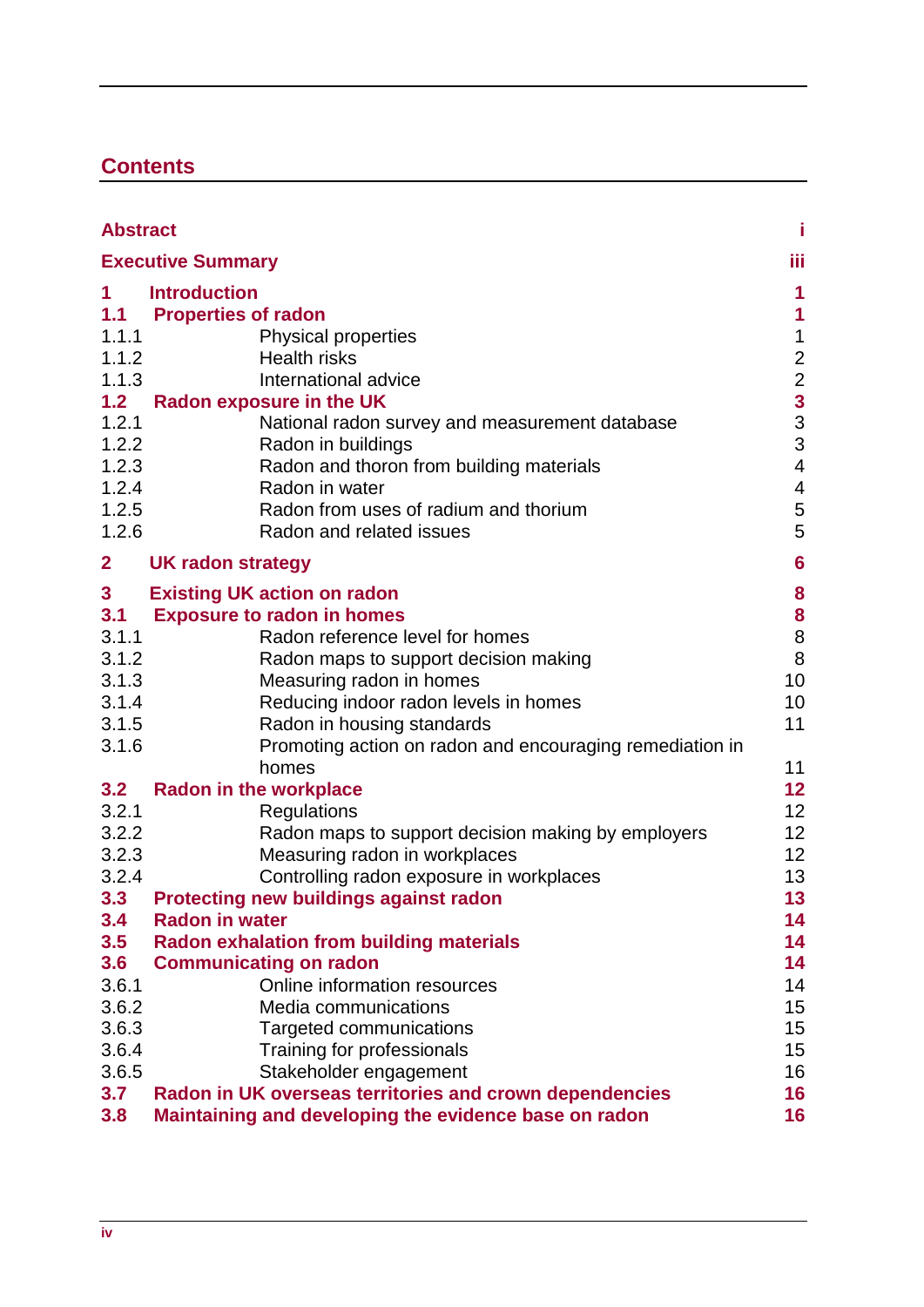## Contents

| | | |
|---|---|---|
| **Abstract** | | **i** |
| **Executive Summary** | | **iii** |
| **1** | **Introduction** | **1** |
| **1.1** | **Properties of radon** | **1** |
| 1.1.1 | Physical properties | 1 |
| 1.1.2 | Health risks | 2 |
| 1.1.3 | International advice | 2 |
| **1.2** | **Radon exposure in the UK** | **3** |
| 1.2.1 | National radon survey and measurement database | 3 |
| 1.2.2 | Radon in buildings | 3 |
| 1.2.3 | Radon and thoron from building materials | 4 |
| 1.2.4 | Radon in water | 4 |
| 1.2.5 | Radon from uses of radium and thorium | 5 |
| 1.2.6 | Radon and related issues | 5 |
| **2** | **UK radon strategy** | **6** |
| **3** | **Existing UK action on radon** | **8** |
| **3.1** | **Exposure to radon in homes** | **8** |
| 3.1.1 | Radon reference level for homes | 8 |
| 3.1.2 | Radon maps to support decision making | 8 |
| 3.1.3 | Measuring radon in homes | 10 |
| 3.1.4 | Reducing indoor radon levels in homes | 10 |
| 3.1.5 | Radon in housing standards | 11 |
| 3.1.6 | Promoting action on radon and encouraging remediation in homes | 11 |
| **3.2** | **Radon in the workplace** | **12** |
| 3.2.1 | Regulations | 12 |
| 3.2.2 | Radon maps to support decision making by employers | 12 |
| 3.2.3 | Measuring radon in workplaces | 12 |
| 3.2.4 | Controlling radon exposure in workplaces | 13 |
| **3.3** | **Protecting new buildings against radon** | **13** |
| **3.4** | **Radon in water** | **14** |
| **3.5** | **Radon exhalation from building materials** | **14** |
| **3.6** | **Communicating on radon** | **14** |
| 3.6.1 | Online information resources | 14 |
| 3.6.2 | Media communications | 15 |
| 3.6.3 | Targeted communications | 15 |
| 3.6.4 | Training for professionals | 15 |
| 3.6.5 | Stakeholder engagement | 16 |
| **3.7** | **Radon in UK overseas territories and crown dependencies** | **16** |
| **3.8** | **Maintaining and developing the evidence base on radon** | **16** |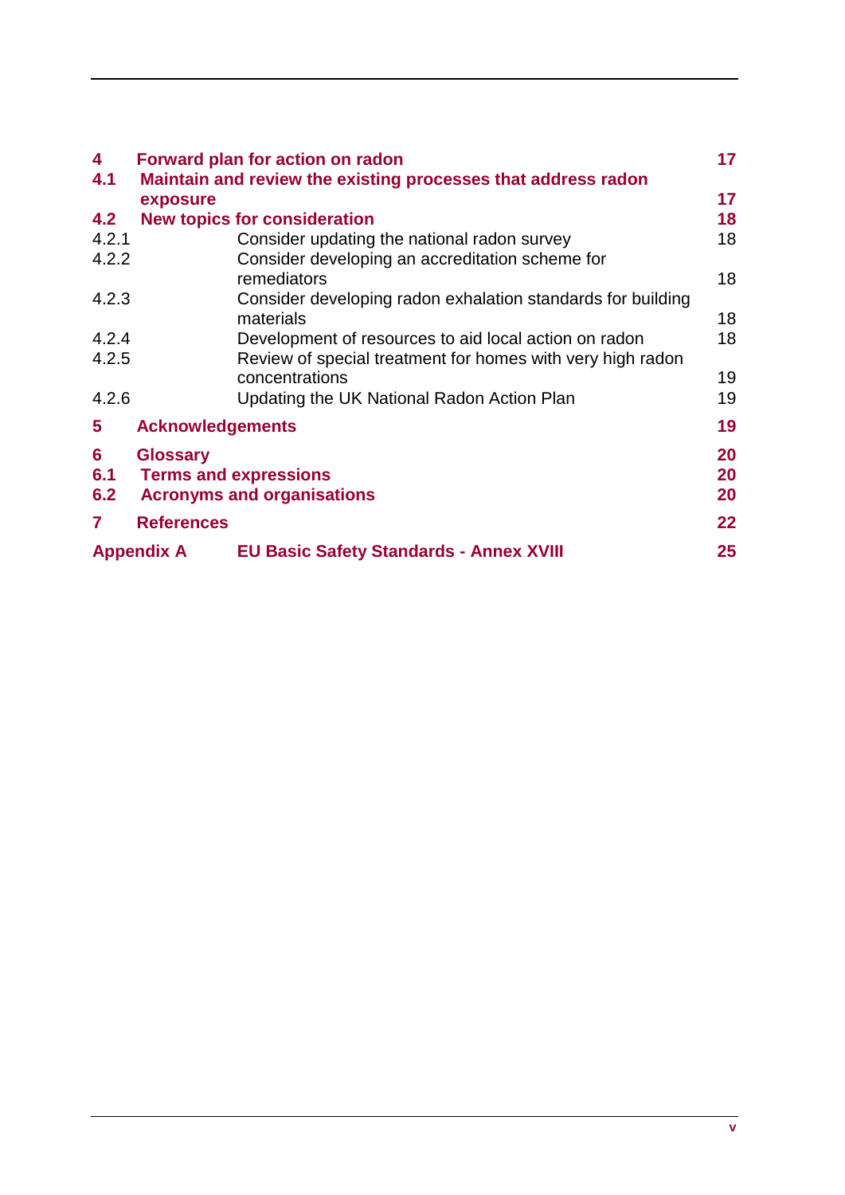| | | |
|---|---|---|
| **4** | **Forward plan for action on radon** | **17** |
| **4.1** | **Maintain and review the existing processes that address radon exposure** | **17** |
| **4.2** | **New topics for consideration** | **18** |
| 4.2.1 | Consider updating the national radon survey | 18 |
| 4.2.2 | Consider developing an accreditation scheme for remediators | 18 |
| 4.2.3 | Consider developing radon exhalation standards for building materials | 18 |
| 4.2.4 | Development of resources to aid local action on radon | 18 |
| 4.2.5 | Review of special treatment for homes with very high radon concentrations | 19 |
| 4.2.6 | Updating the UK National Radon Action Plan | 19 |
| **5** | **Acknowledgements** | **19** |
| **6** | **Glossary** | **20** |
| **6.1** | **Terms and expressions** | **20** |
| **6.2** | **Acronyms and organisations** | **20** |
| **7** | **References** | **22** |
| **Appendix A** | **EU Basic Safety Standards - Annex XVIII** | **25** |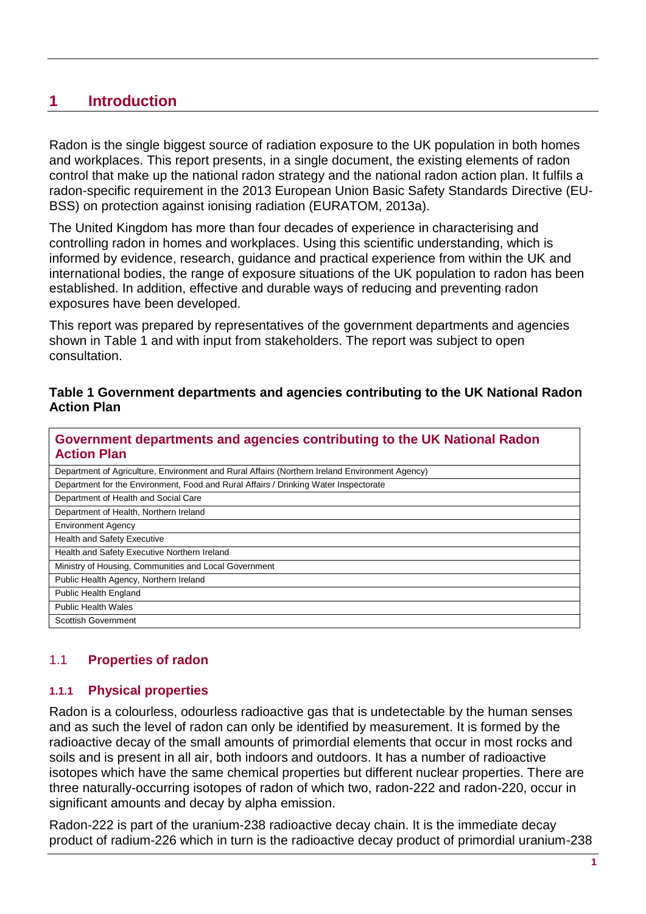# 1 Introduction

Radon is the single biggest source of radiation exposure to the UK population in both homes and workplaces. This report presents, in a single document, the existing elements of radon control that make up the national radon strategy and the national radon action plan. It fulfils a radon-specific requirement in the 2013 European Union Basic Safety Standards Directive (EU-BSS) on protection against ionising radiation (EURATOM, 2013a).

The United Kingdom has more than four decades of experience in characterising and controlling radon in homes and workplaces. Using this scientific understanding, which is informed by evidence, research, guidance and practical experience from within the UK and international bodies, the range of exposure situations of the UK population to radon has been established. In addition, effective and durable ways of reducing and preventing radon exposures have been developed.

This report was prepared by representatives of the government departments and agencies shown in Table 1 and with input from stakeholders. The report was subject to open consultation.

**Table 1 Government departments and agencies contributing to the UK National Radon Action Plan**

| Government departments and agencies contributing to the UK National Radon Action Plan |
|---|
| Department of Agriculture, Environment and Rural Affairs (Northern Ireland Environment Agency) |
| Department for the Environment, Food and Rural Affairs / Drinking Water Inspectorate |
| Department of Health and Social Care |
| Department of Health, Northern Ireland |
| Environment Agency |
| Health and Safety Executive |
| Health and Safety Executive Northern Ireland |
| Ministry of Housing, Communities and Local Government |
| Public Health Agency, Northern Ireland |
| Public Health England |
| Public Health Wales |
| Scottish Government |

## 1.1 Properties of radon

### 1.1.1 Physical properties

Radon is a colourless, odourless radioactive gas that is undetectable by the human senses and as such the level of radon can only be identified by measurement. It is formed by the radioactive decay of the small amounts of primordial elements that occur in most rocks and soils and is present in all air, both indoors and outdoors. It has a number of radioactive isotopes which have the same chemical properties but different nuclear properties. There are three naturally-occurring isotopes of radon of which two, radon-222 and radon-220, occur in significant amounts and decay by alpha emission.

Radon-222 is part of the uranium-238 radioactive decay chain. It is the immediate decay product of radium-226 which in turn is the radioactive decay product of primordial uranium-238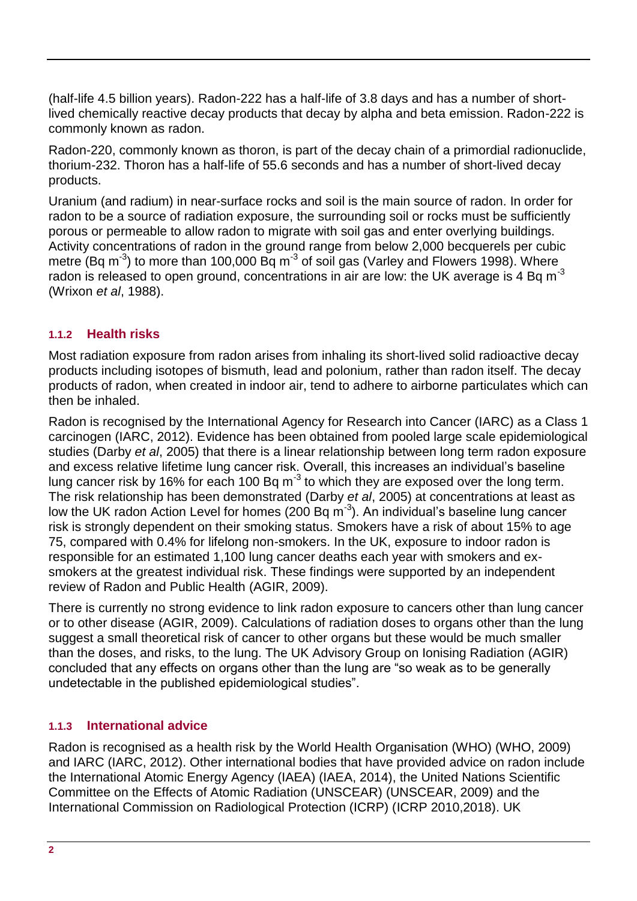(half-life 4.5 billion years). Radon-222 has a half-life of 3.8 days and has a number of short-lived chemically reactive decay products that decay by alpha and beta emission. Radon-222 is commonly known as radon.

Radon-220, commonly known as thoron, is part of the decay chain of a primordial radionuclide, thorium-232. Thoron has a half-life of 55.6 seconds and has a number of short-lived decay products.

Uranium (and radium) in near-surface rocks and soil is the main source of radon. In order for radon to be a source of radiation exposure, the surrounding soil or rocks must be sufficiently porous or permeable to allow radon to migrate with soil gas and enter overlying buildings. Activity concentrations of radon in the ground range from below 2,000 becquerels per cubic metre (Bq $m^{-3}$) to more than 100,000 Bq $m^{-3}$ of soil gas (Varley and Flowers 1998). Where radon is released to open ground, concentrations in air are low: the UK average is 4 Bq $m^{-3}$ (Wrixon *et al*, 1988).

### 1.1.2 Health risks

Most radiation exposure from radon arises from inhaling its short-lived solid radioactive decay products including isotopes of bismuth, lead and polonium, rather than radon itself. The decay products of radon, when created in indoor air, tend to adhere to airborne particulates which can then be inhaled.

Radon is recognised by the International Agency for Research into Cancer (IARC) as a Class 1 carcinogen (IARC, 2012). Evidence has been obtained from pooled large scale epidemiological studies (Darby *et al*, 2005) that there is a linear relationship between long term radon exposure and excess relative lifetime lung cancer risk. Overall, this increases an individual's baseline lung cancer risk by 16% for each 100 Bq $m^{-3}$ to which they are exposed over the long term. The risk relationship has been demonstrated (Darby *et al*, 2005) at concentrations at least as low the UK radon Action Level for homes (200 Bq $m^{-3}$). An individual's baseline lung cancer risk is strongly dependent on their smoking status. Smokers have a risk of about 15% to age 75, compared with 0.4% for lifelong non-smokers. In the UK, exposure to indoor radon is responsible for an estimated 1,100 lung cancer deaths each year with smokers and ex-smokers at the greatest individual risk. These findings were supported by an independent review of Radon and Public Health (AGIR, 2009).

There is currently no strong evidence to link radon exposure to cancers other than lung cancer or to other disease (AGIR, 2009). Calculations of radiation doses to organs other than the lung suggest a small theoretical risk of cancer to other organs but these would be much smaller than the doses, and risks, to the lung. The UK Advisory Group on Ionising Radiation (AGIR) concluded that any effects on organs other than the lung are "so weak as to be generally undetectable in the published epidemiological studies".

### 1.1.3 International advice

Radon is recognised as a health risk by the World Health Organisation (WHO) (WHO, 2009) and IARC (IARC, 2012). Other international bodies that have provided advice on radon include the International Atomic Energy Agency (IAEA) (IAEA, 2014), the United Nations Scientific Committee on the Effects of Atomic Radiation (UNSCEAR) (UNSCEAR, 2009) and the International Commission on Radiological Protection (ICRP) (ICRP 2010,2018). UK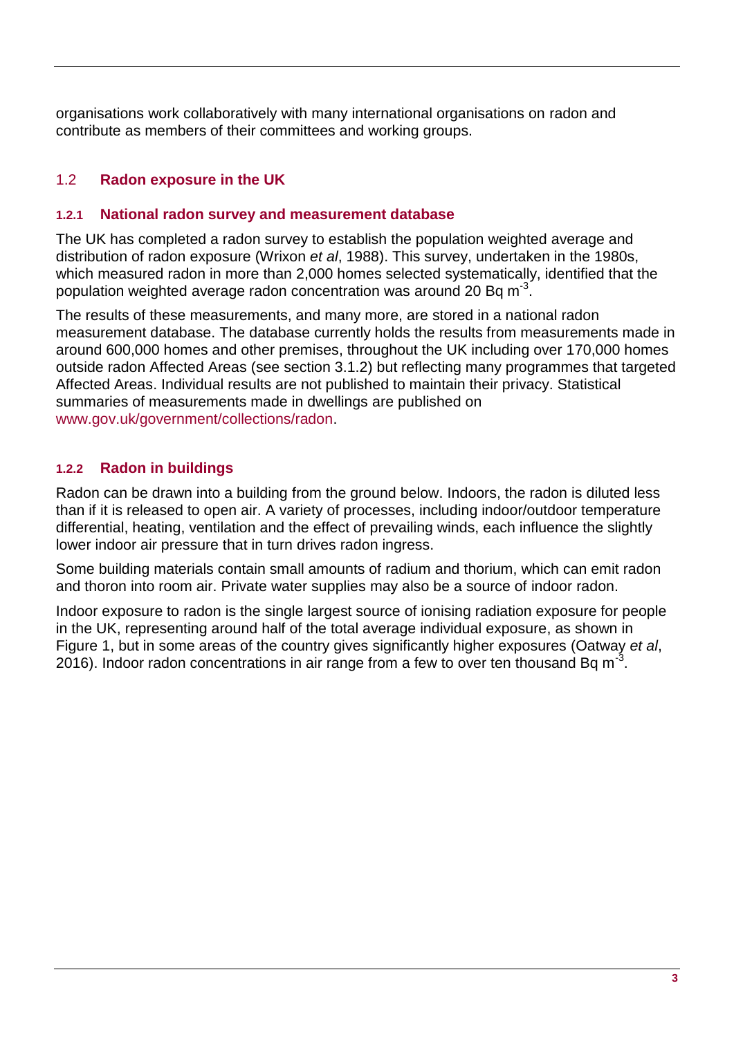organisations work collaboratively with many international organisations on radon and contribute as members of their committees and working groups.

## 1.2 Radon exposure in the UK

### 1.2.1 National radon survey and measurement database

The UK has completed a radon survey to establish the population weighted average and distribution of radon exposure (Wrixon *et al*, 1988). This survey, undertaken in the 1980s, which measured radon in more than 2,000 homes selected systematically, identified that the population weighted average radon concentration was around 20 Bq $m^{-3}$.

The results of these measurements, and many more, are stored in a national radon measurement database. The database currently holds the results from measurements made in around 600,000 homes and other premises, throughout the UK including over 170,000 homes outside radon Affected Areas (see section 3.1.2) but reflecting many programmes that targeted Affected Areas. Individual results are not published to maintain their privacy. Statistical summaries of measurements made in dwellings are published on www.gov.uk/government/collections/radon.

### 1.2.2 Radon in buildings

Radon can be drawn into a building from the ground below. Indoors, the radon is diluted less than if it is released to open air. A variety of processes, including indoor/outdoor temperature differential, heating, ventilation and the effect of prevailing winds, each influence the slightly lower indoor air pressure that in turn drives radon ingress.

Some building materials contain small amounts of radium and thorium, which can emit radon and thoron into room air. Private water supplies may also be a source of indoor radon.

Indoor exposure to radon is the single largest source of ionising radiation exposure for people in the UK, representing around half of the total average individual exposure, as shown in Figure 1, but in some areas of the country gives significantly higher exposures (Oatway *et al*, 2016). Indoor radon concentrations in air range from a few to over ten thousand Bq $m^{-3}$.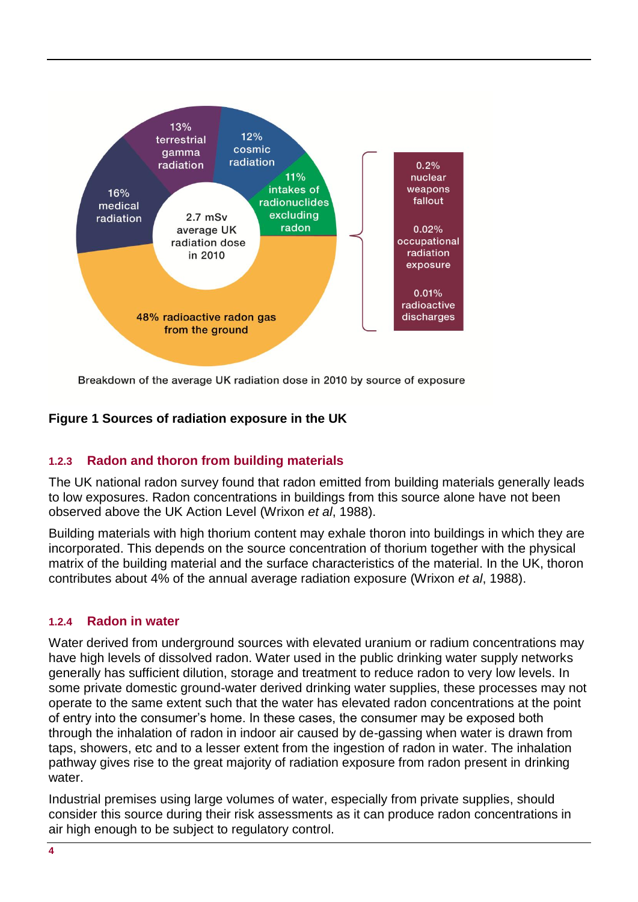13% terrestrial gamma radiation

12% cosmic radiation

11% intakes of radionuclides excluding radon

16% medical radiation

2.7 mSv average UK radiation dose in 2010

48% radioactive radon gas from the ground

0.2% nuclear weapons fallout

0.02% occupational radiation exposure

0.01% radioactive discharges

Breakdown of the average UK radiation dose in 2010 by source of exposure

**Figure 1 Sources of radiation exposure in the UK**

### 1.2.3 Radon and thoron from building materials

The UK national radon survey found that radon emitted from building materials generally leads to low exposures. Radon concentrations in buildings from this source alone have not been observed above the UK Action Level (Wrixon *et al*, 1988).

Building materials with high thorium content may exhale thoron into buildings in which they are incorporated. This depends on the source concentration of thorium together with the physical matrix of the building material and the surface characteristics of the material. In the UK, thoron contributes about 4% of the annual average radiation exposure (Wrixon *et al*, 1988).

### 1.2.4 Radon in water

Water derived from underground sources with elevated uranium or radium concentrations may have high levels of dissolved radon. Water used in the public drinking water supply networks generally has sufficient dilution, storage and treatment to reduce radon to very low levels. In some private domestic ground-water derived drinking water supplies, these processes may not operate to the same extent such that the water has elevated radon concentrations at the point of entry into the consumer's home. In these cases, the consumer may be exposed both through the inhalation of radon in indoor air caused by de-gassing when water is drawn from taps, showers, etc and to a lesser extent from the ingestion of radon in water. The inhalation pathway gives rise to the great majority of radiation exposure from radon present in drinking water.

Industrial premises using large volumes of water, especially from private supplies, should consider this source during their risk assessments as it can produce radon concentrations in air high enough to be subject to regulatory control.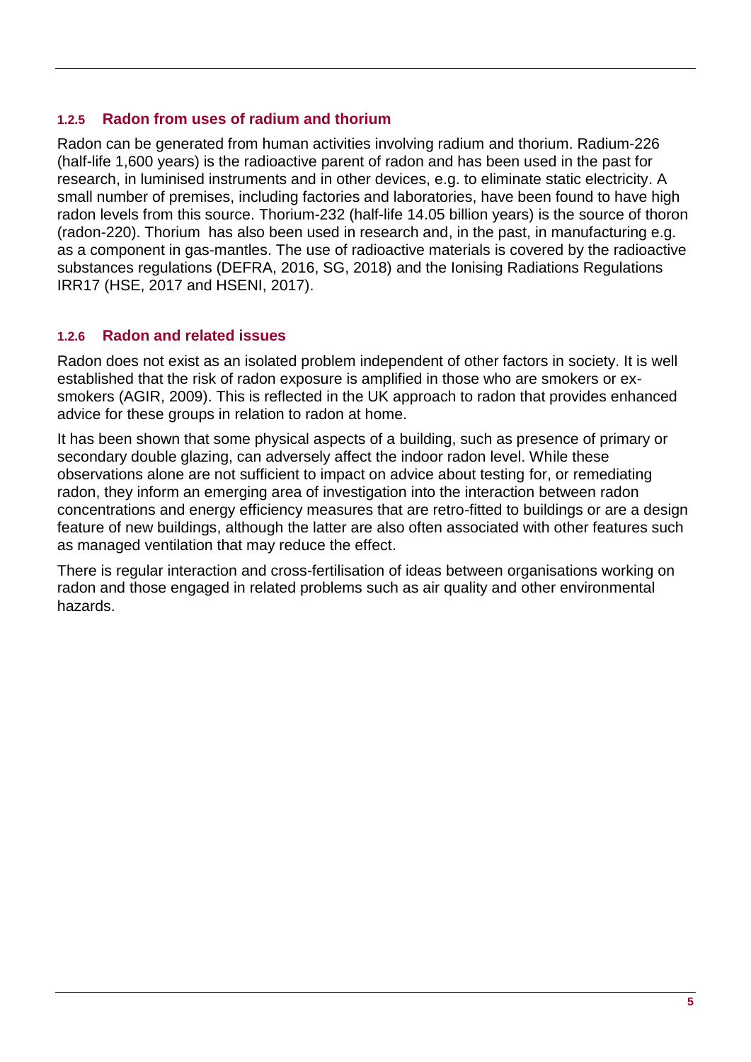### 1.2.5 Radon from uses of radium and thorium

Radon can be generated from human activities involving radium and thorium. Radium-226 (half-life 1,600 years) is the radioactive parent of radon and has been used in the past for research, in luminised instruments and in other devices, e.g. to eliminate static electricity. A small number of premises, including factories and laboratories, have been found to have high radon levels from this source. Thorium-232 (half-life 14.05 billion years) is the source of thoron (radon-220). Thorium has also been used in research and, in the past, in manufacturing e.g. as a component in gas-mantles. The use of radioactive materials is covered by the radioactive substances regulations (DEFRA, 2016, SG, 2018) and the Ionising Radiations Regulations IRR17 (HSE, 2017 and HSENI, 2017).

### 1.2.6 Radon and related issues

Radon does not exist as an isolated problem independent of other factors in society. It is well established that the risk of radon exposure is amplified in those who are smokers or ex-smokers (AGIR, 2009). This is reflected in the UK approach to radon that provides enhanced advice for these groups in relation to radon at home.

It has been shown that some physical aspects of a building, such as presence of primary or secondary double glazing, can adversely affect the indoor radon level. While these observations alone are not sufficient to impact on advice about testing for, or remediating radon, they inform an emerging area of investigation into the interaction between radon concentrations and energy efficiency measures that are retro-fitted to buildings or are a design feature of new buildings, although the latter are also often associated with other features such as managed ventilation that may reduce the effect.

There is regular interaction and cross-fertilisation of ideas between organisations working on radon and those engaged in related problems such as air quality and other environmental hazards.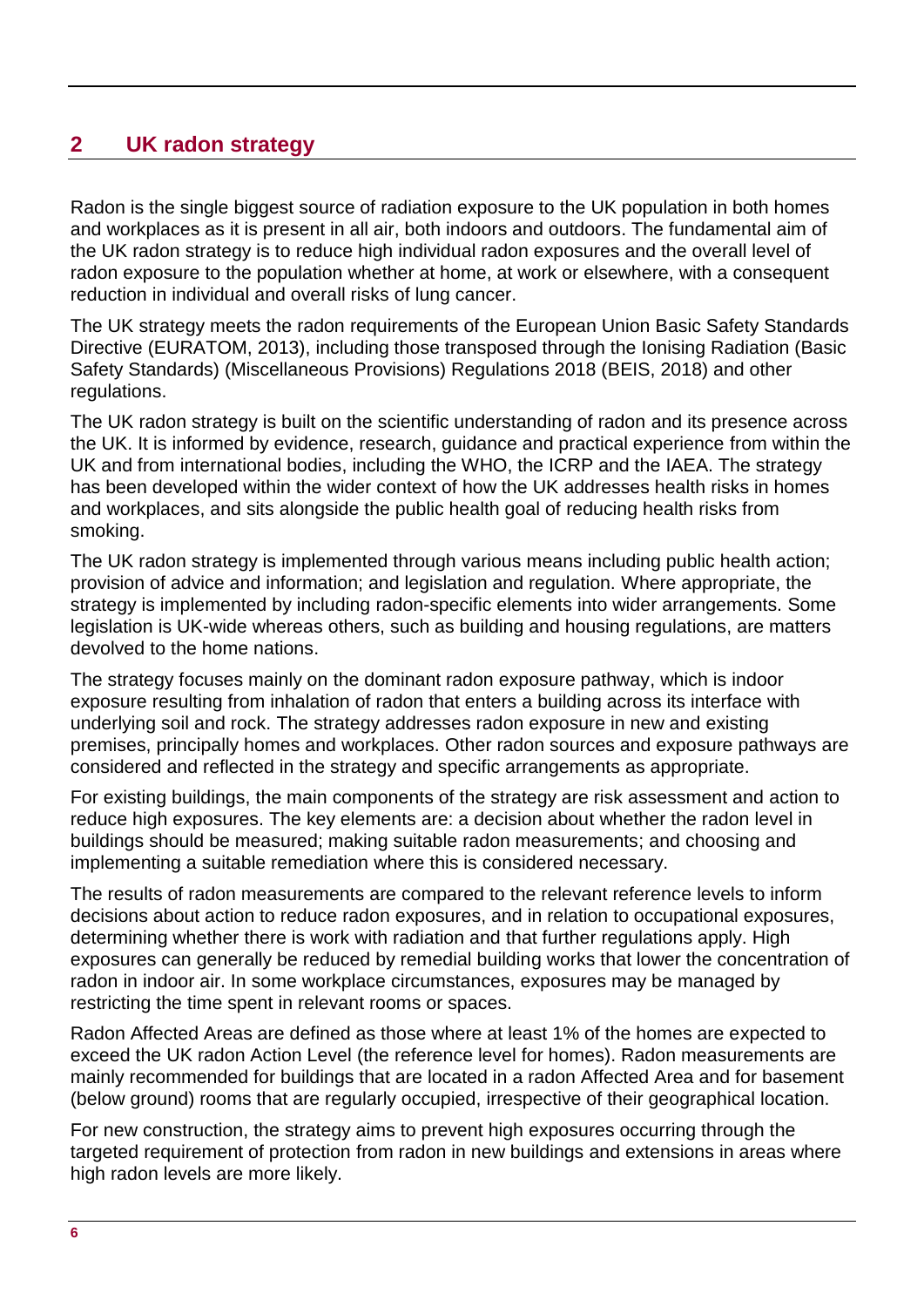## 2 UK radon strategy

Radon is the single biggest source of radiation exposure to the UK population in both homes and workplaces as it is present in all air, both indoors and outdoors. The fundamental aim of the UK radon strategy is to reduce high individual radon exposures and the overall level of radon exposure to the population whether at home, at work or elsewhere, with a consequent reduction in individual and overall risks of lung cancer.

The UK strategy meets the radon requirements of the European Union Basic Safety Standards Directive (EURATOM, 2013), including those transposed through the Ionising Radiation (Basic Safety Standards) (Miscellaneous Provisions) Regulations 2018 (BEIS, 2018) and other regulations.

The UK radon strategy is built on the scientific understanding of radon and its presence across the UK. It is informed by evidence, research, guidance and practical experience from within the UK and from international bodies, including the WHO, the ICRP and the IAEA. The strategy has been developed within the wider context of how the UK addresses health risks in homes and workplaces, and sits alongside the public health goal of reducing health risks from smoking.

The UK radon strategy is implemented through various means including public health action; provision of advice and information; and legislation and regulation. Where appropriate, the strategy is implemented by including radon-specific elements into wider arrangements. Some legislation is UK-wide whereas others, such as building and housing regulations, are matters devolved to the home nations.

The strategy focuses mainly on the dominant radon exposure pathway, which is indoor exposure resulting from inhalation of radon that enters a building across its interface with underlying soil and rock. The strategy addresses radon exposure in new and existing premises, principally homes and workplaces. Other radon sources and exposure pathways are considered and reflected in the strategy and specific arrangements as appropriate.

For existing buildings, the main components of the strategy are risk assessment and action to reduce high exposures. The key elements are: a decision about whether the radon level in buildings should be measured; making suitable radon measurements; and choosing and implementing a suitable remediation where this is considered necessary.

The results of radon measurements are compared to the relevant reference levels to inform decisions about action to reduce radon exposures, and in relation to occupational exposures, determining whether there is work with radiation and that further regulations apply. High exposures can generally be reduced by remedial building works that lower the concentration of radon in indoor air. In some workplace circumstances, exposures may be managed by restricting the time spent in relevant rooms or spaces.

Radon Affected Areas are defined as those where at least 1% of the homes are expected to exceed the UK radon Action Level (the reference level for homes). Radon measurements are mainly recommended for buildings that are located in a radon Affected Area and for basement (below ground) rooms that are regularly occupied, irrespective of their geographical location.

For new construction, the strategy aims to prevent high exposures occurring through the targeted requirement of protection from radon in new buildings and extensions in areas where high radon levels are more likely.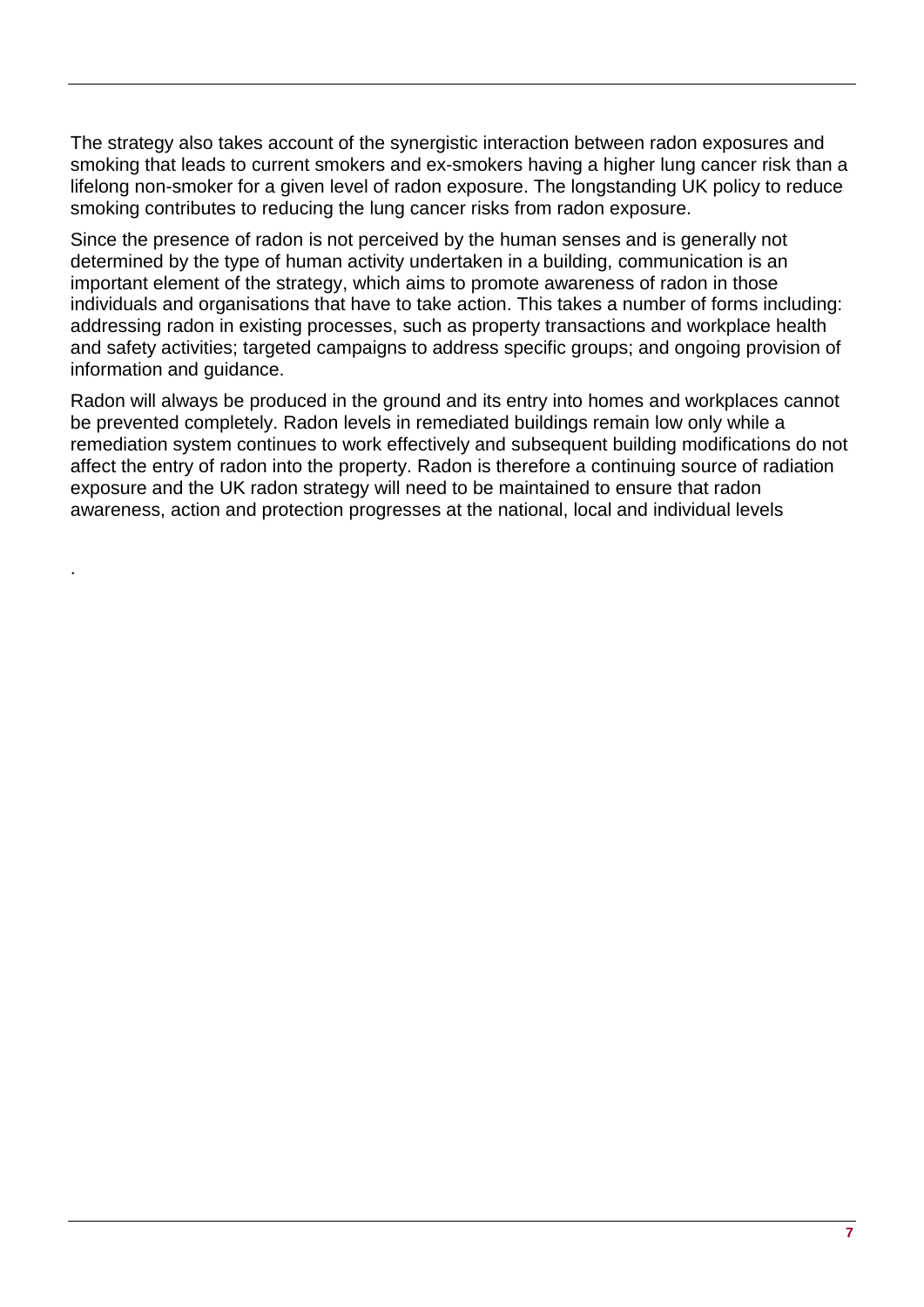The strategy also takes account of the synergistic interaction between radon exposures and smoking that leads to current smokers and ex-smokers having a higher lung cancer risk than a lifelong non-smoker for a given level of radon exposure. The longstanding UK policy to reduce smoking contributes to reducing the lung cancer risks from radon exposure.

Since the presence of radon is not perceived by the human senses and is generally not determined by the type of human activity undertaken in a building, communication is an important element of the strategy, which aims to promote awareness of radon in those individuals and organisations that have to take action. This takes a number of forms including: addressing radon in existing processes, such as property transactions and workplace health and safety activities; targeted campaigns to address specific groups; and ongoing provision of information and guidance.

Radon will always be produced in the ground and its entry into homes and workplaces cannot be prevented completely. Radon levels in remediated buildings remain low only while a remediation system continues to work effectively and subsequent building modifications do not affect the entry of radon into the property. Radon is therefore a continuing source of radiation exposure and the UK radon strategy will need to be maintained to ensure that radon awareness, action and protection progresses at the national, local and individual levels

.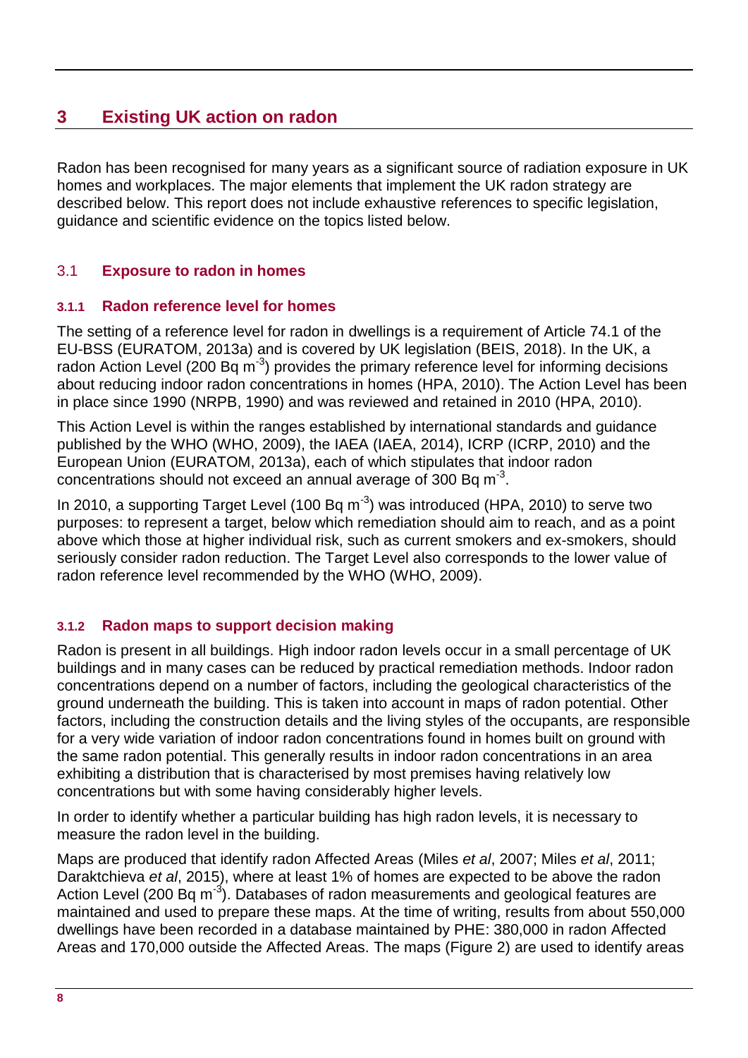# 3 Existing UK action on radon

Radon has been recognised for many years as a significant source of radiation exposure in UK homes and workplaces. The major elements that implement the UK radon strategy are described below. This report does not include exhaustive references to specific legislation, guidance and scientific evidence on the topics listed below.

## 3.1 Exposure to radon in homes

### 3.1.1 Radon reference level for homes

The setting of a reference level for radon in dwellings is a requirement of Article 74.1 of the EU-BSS (EURATOM, 2013a) and is covered by UK legislation (BEIS, 2018). In the UK, a radon Action Level (200 Bq $m^{-3}$) provides the primary reference level for informing decisions about reducing indoor radon concentrations in homes (HPA, 2010). The Action Level has been in place since 1990 (NRPB, 1990) and was reviewed and retained in 2010 (HPA, 2010).

This Action Level is within the ranges established by international standards and guidance published by the WHO (WHO, 2009), the IAEA (IAEA, 2014), ICRP (ICRP, 2010) and the European Union (EURATOM, 2013a), each of which stipulates that indoor radon concentrations should not exceed an annual average of 300 Bq $m^{-3}$.

In 2010, a supporting Target Level (100 Bq $m^{-3}$) was introduced (HPA, 2010) to serve two purposes: to represent a target, below which remediation should aim to reach, and as a point above which those at higher individual risk, such as current smokers and ex-smokers, should seriously consider radon reduction. The Target Level also corresponds to the lower value of radon reference level recommended by the WHO (WHO, 2009).

### 3.1.2 Radon maps to support decision making

Radon is present in all buildings. High indoor radon levels occur in a small percentage of UK buildings and in many cases can be reduced by practical remediation methods. Indoor radon concentrations depend on a number of factors, including the geological characteristics of the ground underneath the building. This is taken into account in maps of radon potential. Other factors, including the construction details and the living styles of the occupants, are responsible for a very wide variation of indoor radon concentrations found in homes built on ground with the same radon potential. This generally results in indoor radon concentrations in an area exhibiting a distribution that is characterised by most premises having relatively low concentrations but with some having considerably higher levels.

In order to identify whether a particular building has high radon levels, it is necessary to measure the radon level in the building.

Maps are produced that identify radon Affected Areas (Miles *et al*, 2007; Miles *et al*, 2011; Daraktchieva *et al*, 2015), where at least 1% of homes are expected to be above the radon Action Level (200 Bq $m^{-3}$). Databases of radon measurements and geological features are maintained and used to prepare these maps. At the time of writing, results from about 550,000 dwellings have been recorded in a database maintained by PHE: 380,000 in radon Affected Areas and 170,000 outside the Affected Areas. The maps (Figure 2) are used to identify areas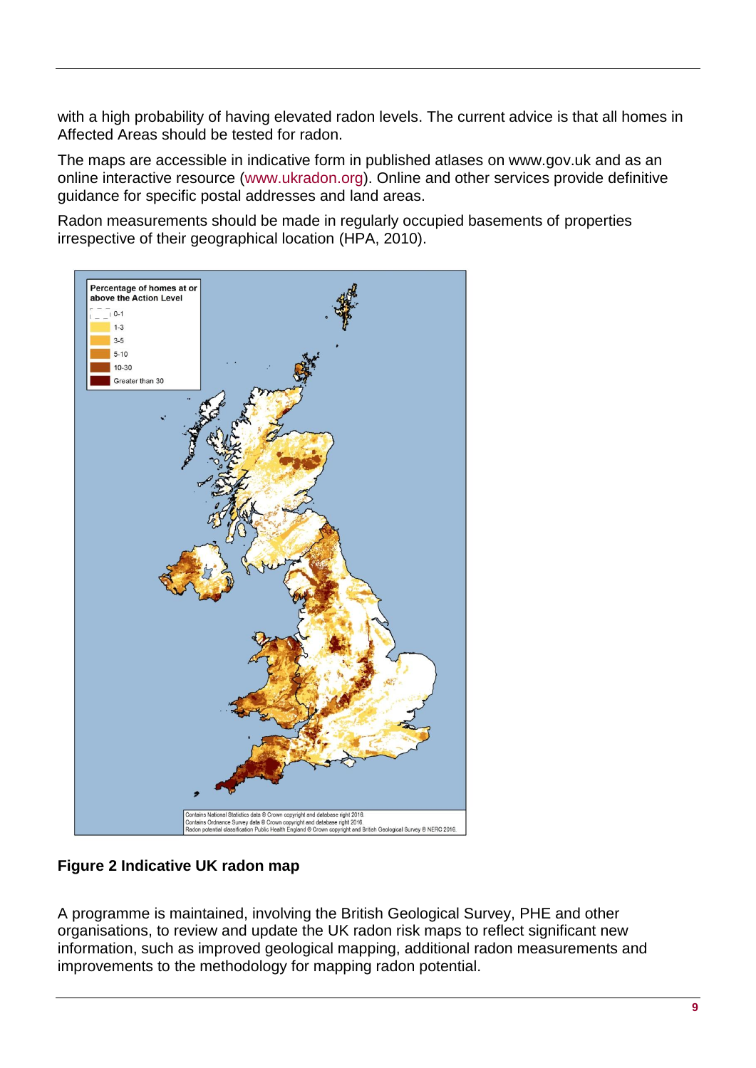with a high probability of having elevated radon levels. The current advice is that all homes in Affected Areas should be tested for radon.

The maps are accessible in indicative form in published atlases on www.gov.uk and as an online interactive resource (www.ukradon.org). Online and other services provide definitive guidance for specific postal addresses and land areas.

Radon measurements should be made in regularly occupied basements of properties irrespective of their geographical location (HPA, 2010).

**Figure 2 Indicative UK radon map**

A programme is maintained, involving the British Geological Survey, PHE and other organisations, to review and update the UK radon risk maps to reflect significant new information, such as improved geological mapping, additional radon measurements and improvements to the methodology for mapping radon potential.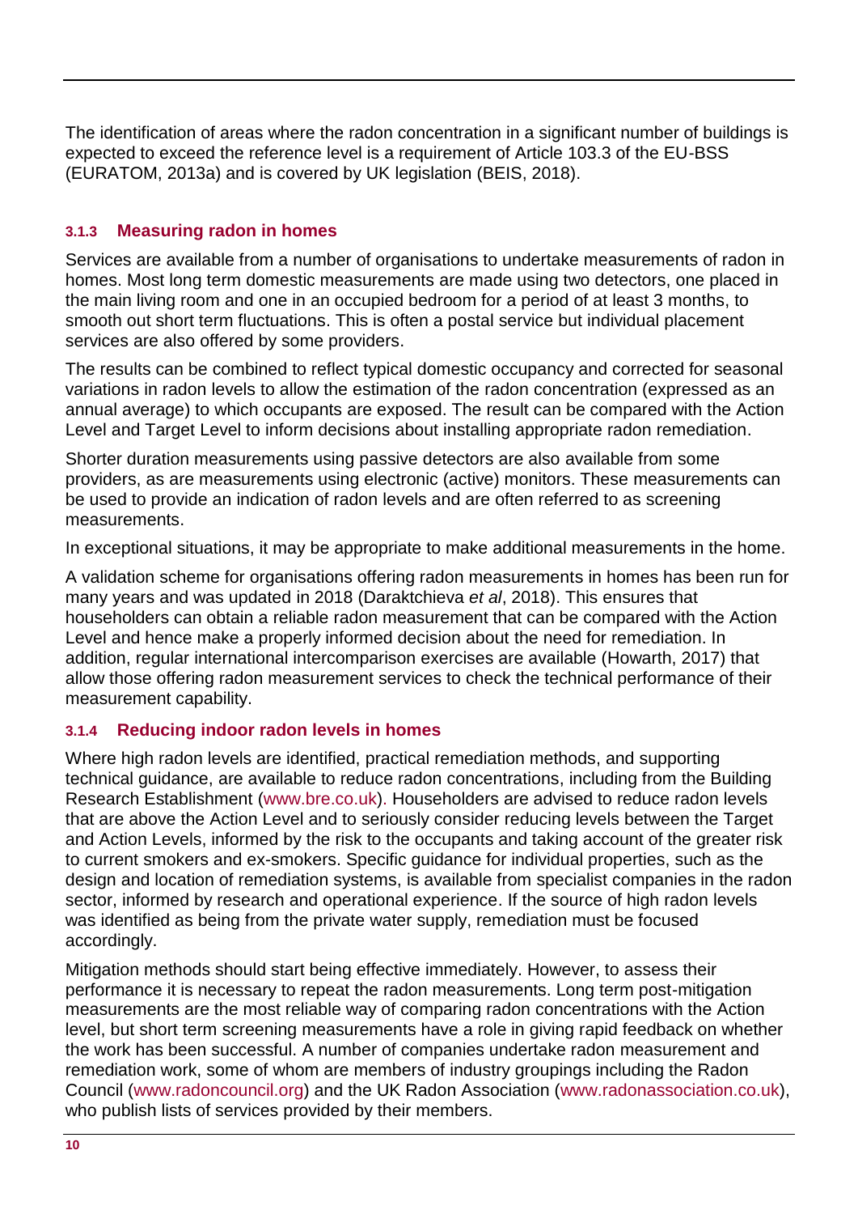The identification of areas where the radon concentration in a significant number of buildings is expected to exceed the reference level is a requirement of Article 103.3 of the EU-BSS (EURATOM, 2013a) and is covered by UK legislation (BEIS, 2018).

#### 3.1.3 Measuring radon in homes

Services are available from a number of organisations to undertake measurements of radon in homes. Most long term domestic measurements are made using two detectors, one placed in the main living room and one in an occupied bedroom for a period of at least 3 months, to smooth out short term fluctuations. This is often a postal service but individual placement services are also offered by some providers.

The results can be combined to reflect typical domestic occupancy and corrected for seasonal variations in radon levels to allow the estimation of the radon concentration (expressed as an annual average) to which occupants are exposed. The result can be compared with the Action Level and Target Level to inform decisions about installing appropriate radon remediation.

Shorter duration measurements using passive detectors are also available from some providers, as are measurements using electronic (active) monitors. These measurements can be used to provide an indication of radon levels and are often referred to as screening measurements.

In exceptional situations, it may be appropriate to make additional measurements in the home.

A validation scheme for organisations offering radon measurements in homes has been run for many years and was updated in 2018 (Daraktchieva *et al*, 2018). This ensures that householders can obtain a reliable radon measurement that can be compared with the Action Level and hence make a properly informed decision about the need for remediation. In addition, regular international intercomparison exercises are available (Howarth, 2017) that allow those offering radon measurement services to check the technical performance of their measurement capability.

#### 3.1.4 Reducing indoor radon levels in homes

Where high radon levels are identified, practical remediation methods, and supporting technical guidance, are available to reduce radon concentrations, including from the Building Research Establishment (www.bre.co.uk). Householders are advised to reduce radon levels that are above the Action Level and to seriously consider reducing levels between the Target and Action Levels, informed by the risk to the occupants and taking account of the greater risk to current smokers and ex-smokers. Specific guidance for individual properties, such as the design and location of remediation systems, is available from specialist companies in the radon sector, informed by research and operational experience. If the source of high radon levels was identified as being from the private water supply, remediation must be focused accordingly.

Mitigation methods should start being effective immediately. However, to assess their performance it is necessary to repeat the radon measurements. Long term post-mitigation measurements are the most reliable way of comparing radon concentrations with the Action level, but short term screening measurements have a role in giving rapid feedback on whether the work has been successful. A number of companies undertake radon measurement and remediation work, some of whom are members of industry groupings including the Radon Council (www.radoncouncil.org) and the UK Radon Association (www.radonassociation.co.uk), who publish lists of services provided by their members.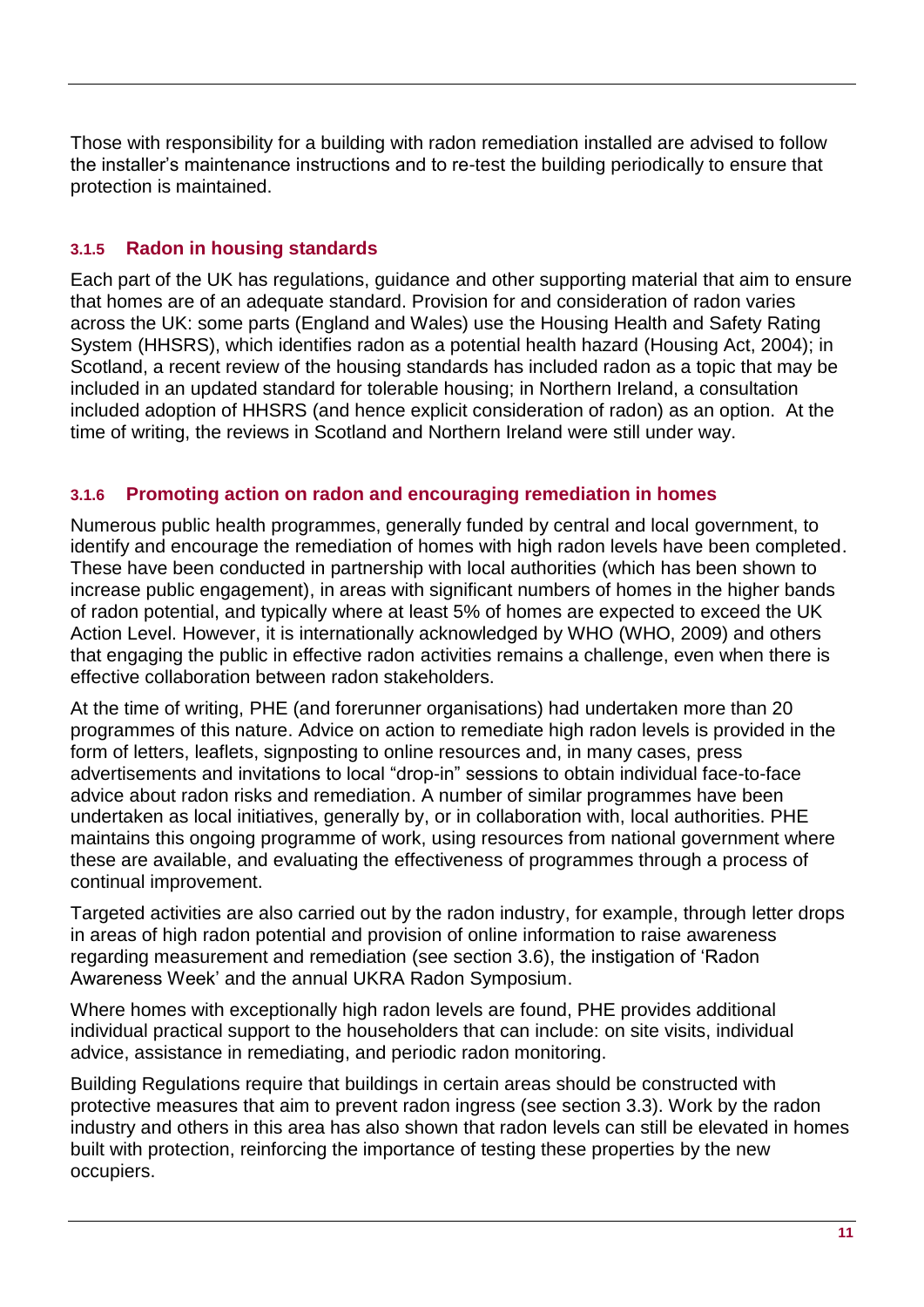Those with responsibility for a building with radon remediation installed are advised to follow the installer's maintenance instructions and to re-test the building periodically to ensure that protection is maintained.

### 3.1.5 Radon in housing standards

Each part of the UK has regulations, guidance and other supporting material that aim to ensure that homes are of an adequate standard. Provision for and consideration of radon varies across the UK: some parts (England and Wales) use the Housing Health and Safety Rating System (HHSRS), which identifies radon as a potential health hazard (Housing Act, 2004); in Scotland, a recent review of the housing standards has included radon as a topic that may be included in an updated standard for tolerable housing; in Northern Ireland, a consultation included adoption of HHSRS (and hence explicit consideration of radon) as an option. At the time of writing, the reviews in Scotland and Northern Ireland were still under way.

### 3.1.6 Promoting action on radon and encouraging remediation in homes

Numerous public health programmes, generally funded by central and local government, to identify and encourage the remediation of homes with high radon levels have been completed. These have been conducted in partnership with local authorities (which has been shown to increase public engagement), in areas with significant numbers of homes in the higher bands of radon potential, and typically where at least 5% of homes are expected to exceed the UK Action Level. However, it is internationally acknowledged by WHO (WHO, 2009) and others that engaging the public in effective radon activities remains a challenge, even when there is effective collaboration between radon stakeholders.

At the time of writing, PHE (and forerunner organisations) had undertaken more than 20 programmes of this nature. Advice on action to remediate high radon levels is provided in the form of letters, leaflets, signposting to online resources and, in many cases, press advertisements and invitations to local "drop-in" sessions to obtain individual face-to-face advice about radon risks and remediation. A number of similar programmes have been undertaken as local initiatives, generally by, or in collaboration with, local authorities. PHE maintains this ongoing programme of work, using resources from national government where these are available, and evaluating the effectiveness of programmes through a process of continual improvement.

Targeted activities are also carried out by the radon industry, for example, through letter drops in areas of high radon potential and provision of online information to raise awareness regarding measurement and remediation (see section 3.6), the instigation of 'Radon Awareness Week' and the annual UKRA Radon Symposium.

Where homes with exceptionally high radon levels are found, PHE provides additional individual practical support to the householders that can include: on site visits, individual advice, assistance in remediating, and periodic radon monitoring.

Building Regulations require that buildings in certain areas should be constructed with protective measures that aim to prevent radon ingress (see section 3.3). Work by the radon industry and others in this area has also shown that radon levels can still be elevated in homes built with protection, reinforcing the importance of testing these properties by the new occupiers.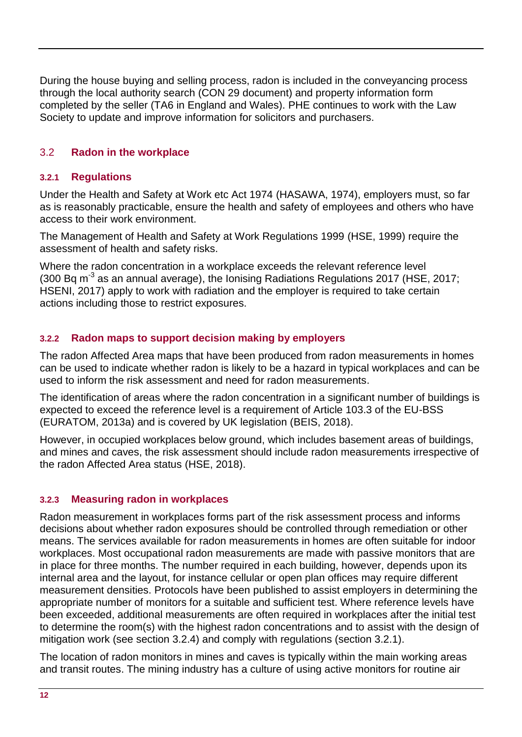During the house buying and selling process, radon is included in the conveyancing process through the local authority search (CON 29 document) and property information form completed by the seller (TA6 in England and Wales). PHE continues to work with the Law Society to update and improve information for solicitors and purchasers.

## 3.2 Radon in the workplace

### 3.2.1 Regulations

Under the Health and Safety at Work etc Act 1974 (HASAWA, 1974), employers must, so far as is reasonably practicable, ensure the health and safety of employees and others who have access to their work environment.

The Management of Health and Safety at Work Regulations 1999 (HSE, 1999) require the assessment of health and safety risks.

Where the radon concentration in a workplace exceeds the relevant reference level (300 Bq $m^{-3}$ as an annual average), the Ionising Radiations Regulations 2017 (HSE, 2017; HSENI, 2017) apply to work with radiation and the employer is required to take certain actions including those to restrict exposures.

### 3.2.2 Radon maps to support decision making by employers

The radon Affected Area maps that have been produced from radon measurements in homes can be used to indicate whether radon is likely to be a hazard in typical workplaces and can be used to inform the risk assessment and need for radon measurements.

The identification of areas where the radon concentration in a significant number of buildings is expected to exceed the reference level is a requirement of Article 103.3 of the EU-BSS (EURATOM, 2013a) and is covered by UK legislation (BEIS, 2018).

However, in occupied workplaces below ground, which includes basement areas of buildings, and mines and caves, the risk assessment should include radon measurements irrespective of the radon Affected Area status (HSE, 2018).

### 3.2.3 Measuring radon in workplaces

Radon measurement in workplaces forms part of the risk assessment process and informs decisions about whether radon exposures should be controlled through remediation or other means. The services available for radon measurements in homes are often suitable for indoor workplaces. Most occupational radon measurements are made with passive monitors that are in place for three months. The number required in each building, however, depends upon its internal area and the layout, for instance cellular or open plan offices may require different measurement densities. Protocols have been published to assist employers in determining the appropriate number of monitors for a suitable and sufficient test. Where reference levels have been exceeded, additional measurements are often required in workplaces after the initial test to determine the room(s) with the highest radon concentrations and to assist with the design of mitigation work (see section 3.2.4) and comply with regulations (section 3.2.1).

The location of radon monitors in mines and caves is typically within the main working areas and transit routes. The mining industry has a culture of using active monitors for routine air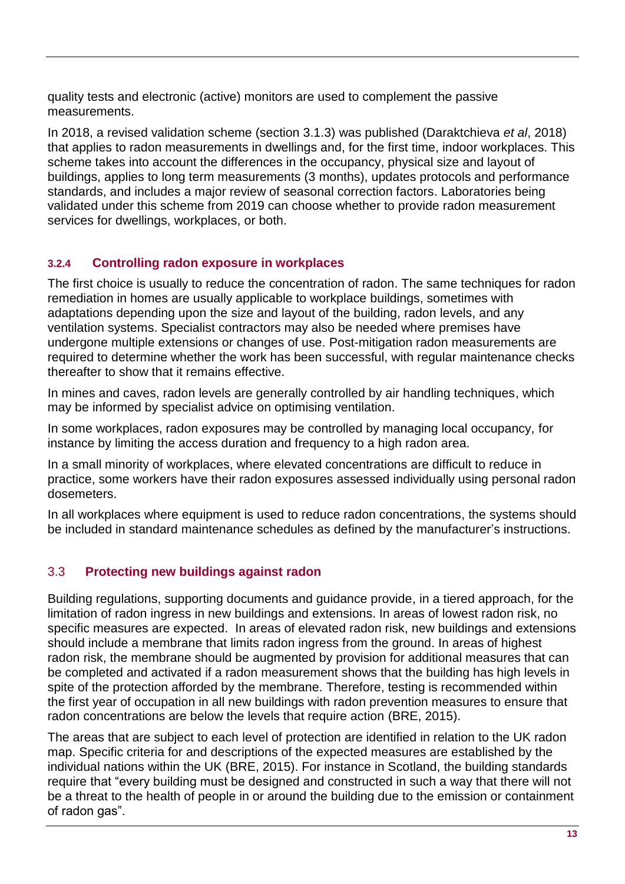quality tests and electronic (active) monitors are used to complement the passive measurements.

In 2018, a revised validation scheme (section 3.1.3) was published (Daraktchieva *et al*, 2018) that applies to radon measurements in dwellings and, for the first time, indoor workplaces. This scheme takes into account the differences in the occupancy, physical size and layout of buildings, applies to long term measurements (3 months), updates protocols and performance standards, and includes a major review of seasonal correction factors. Laboratories being validated under this scheme from 2019 can choose whether to provide radon measurement services for dwellings, workplaces, or both.

#### 3.2.4 Controlling radon exposure in workplaces

The first choice is usually to reduce the concentration of radon. The same techniques for radon remediation in homes are usually applicable to workplace buildings, sometimes with adaptations depending upon the size and layout of the building, radon levels, and any ventilation systems. Specialist contractors may also be needed where premises have undergone multiple extensions or changes of use. Post-mitigation radon measurements are required to determine whether the work has been successful, with regular maintenance checks thereafter to show that it remains effective.

In mines and caves, radon levels are generally controlled by air handling techniques, which may be informed by specialist advice on optimising ventilation.

In some workplaces, radon exposures may be controlled by managing local occupancy, for instance by limiting the access duration and frequency to a high radon area.

In a small minority of workplaces, where elevated concentrations are difficult to reduce in practice, some workers have their radon exposures assessed individually using personal radon dosemeters.

In all workplaces where equipment is used to reduce radon concentrations, the systems should be included in standard maintenance schedules as defined by the manufacturer's instructions.

## 3.3 Protecting new buildings against radon

Building regulations, supporting documents and guidance provide, in a tiered approach, for the limitation of radon ingress in new buildings and extensions. In areas of lowest radon risk, no specific measures are expected. In areas of elevated radon risk, new buildings and extensions should include a membrane that limits radon ingress from the ground. In areas of highest radon risk, the membrane should be augmented by provision for additional measures that can be completed and activated if a radon measurement shows that the building has high levels in spite of the protection afforded by the membrane. Therefore, testing is recommended within the first year of occupation in all new buildings with radon prevention measures to ensure that radon concentrations are below the levels that require action (BRE, 2015).

The areas that are subject to each level of protection are identified in relation to the UK radon map. Specific criteria for and descriptions of the expected measures are established by the individual nations within the UK (BRE, 2015). For instance in Scotland, the building standards require that "every building must be designed and constructed in such a way that there will not be a threat to the health of people in or around the building due to the emission or containment of radon gas".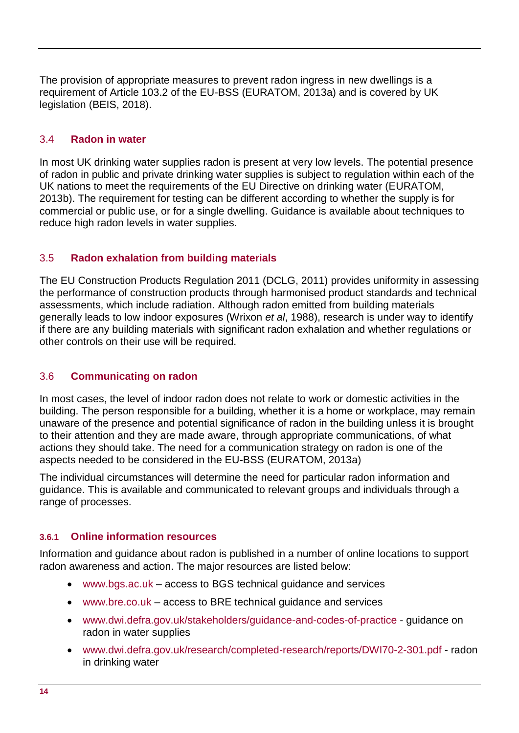The provision of appropriate measures to prevent radon ingress in new dwellings is a requirement of Article 103.2 of the EU-BSS (EURATOM, 2013a) and is covered by UK legislation (BEIS, 2018).

## 3.4 Radon in water

In most UK drinking water supplies radon is present at very low levels. The potential presence of radon in public and private drinking water supplies is subject to regulation within each of the UK nations to meet the requirements of the EU Directive on drinking water (EURATOM, 2013b). The requirement for testing can be different according to whether the supply is for commercial or public use, or for a single dwelling. Guidance is available about techniques to reduce high radon levels in water supplies.

## 3.5 Radon exhalation from building materials

The EU Construction Products Regulation 2011 (DCLG, 2011) provides uniformity in assessing the performance of construction products through harmonised product standards and technical assessments, which include radiation. Although radon emitted from building materials generally leads to low indoor exposures (Wrixon *et al*, 1988), research is under way to identify if there are any building materials with significant radon exhalation and whether regulations or other controls on their use will be required.

## 3.6 Communicating on radon

In most cases, the level of indoor radon does not relate to work or domestic activities in the building. The person responsible for a building, whether it is a home or workplace, may remain unaware of the presence and potential significance of radon in the building unless it is brought to their attention and they are made aware, through appropriate communications, of what actions they should take. The need for a communication strategy on radon is one of the aspects needed to be considered in the EU-BSS (EURATOM, 2013a)

The individual circumstances will determine the need for particular radon information and guidance. This is available and communicated to relevant groups and individuals through a range of processes.

### 3.6.1 Online information resources

Information and guidance about radon is published in a number of online locations to support radon awareness and action. The major resources are listed below:

- www.bgs.ac.uk – access to BGS technical guidance and services
- www.bre.co.uk – access to BRE technical guidance and services
- www.dwi.defra.gov.uk/stakeholders/guidance-and-codes-of-practice - guidance on radon in water supplies
- www.dwi.defra.gov.uk/research/completed-research/reports/DWI70-2-301.pdf - radon in drinking water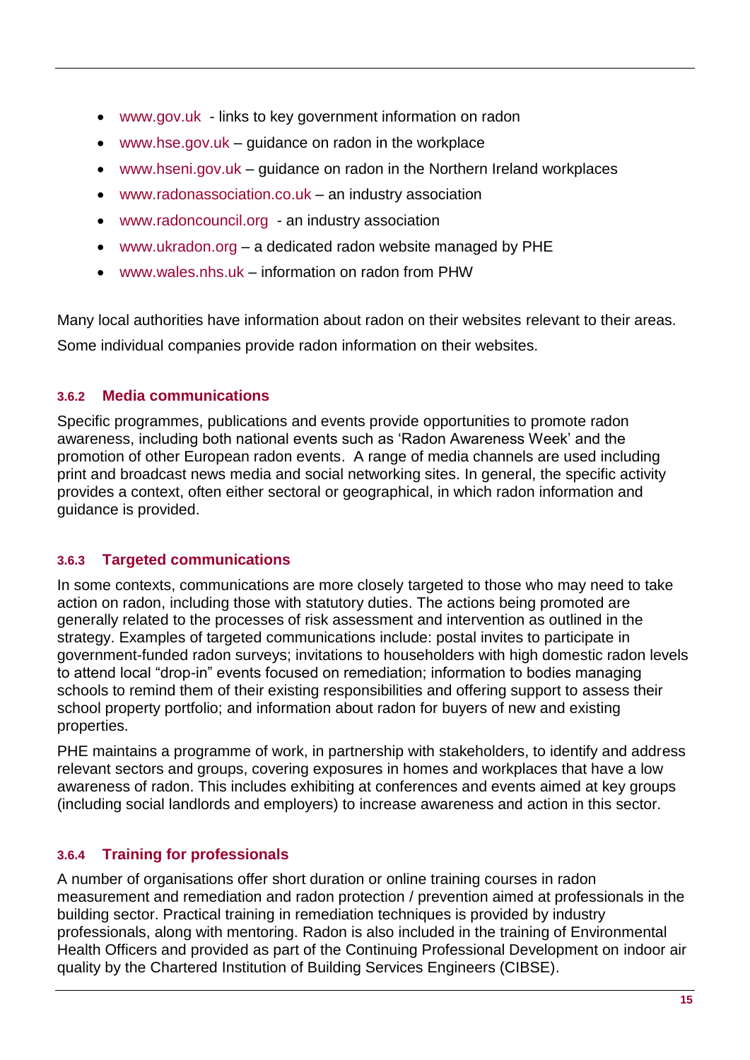- www.gov.uk - links to key government information on radon
- www.hse.gov.uk – guidance on radon in the workplace
- www.hseni.gov.uk – guidance on radon in the Northern Ireland workplaces
- www.radonassociation.co.uk – an industry association
- www.radoncouncil.org - an industry association
- www.ukradon.org – a dedicated radon website managed by PHE
- www.wales.nhs.uk – information on radon from PHW

Many local authorities have information about radon on their websites relevant to their areas.

Some individual companies provide radon information on their websites.

### 3.6.2 Media communications

Specific programmes, publications and events provide opportunities to promote radon awareness, including both national events such as 'Radon Awareness Week' and the promotion of other European radon events. A range of media channels are used including print and broadcast news media and social networking sites. In general, the specific activity provides a context, often either sectoral or geographical, in which radon information and guidance is provided.

### 3.6.3 Targeted communications

In some contexts, communications are more closely targeted to those who may need to take action on radon, including those with statutory duties. The actions being promoted are generally related to the processes of risk assessment and intervention as outlined in the strategy. Examples of targeted communications include: postal invites to participate in government-funded radon surveys; invitations to householders with high domestic radon levels to attend local "drop-in" events focused on remediation; information to bodies managing schools to remind them of their existing responsibilities and offering support to assess their school property portfolio; and information about radon for buyers of new and existing properties.

PHE maintains a programme of work, in partnership with stakeholders, to identify and address relevant sectors and groups, covering exposures in homes and workplaces that have a low awareness of radon. This includes exhibiting at conferences and events aimed at key groups (including social landlords and employers) to increase awareness and action in this sector.

### 3.6.4 Training for professionals

A number of organisations offer short duration or online training courses in radon measurement and remediation and radon protection / prevention aimed at professionals in the building sector. Practical training in remediation techniques is provided by industry professionals, along with mentoring. Radon is also included in the training of Environmental Health Officers and provided as part of the Continuing Professional Development on indoor air quality by the Chartered Institution of Building Services Engineers (CIBSE).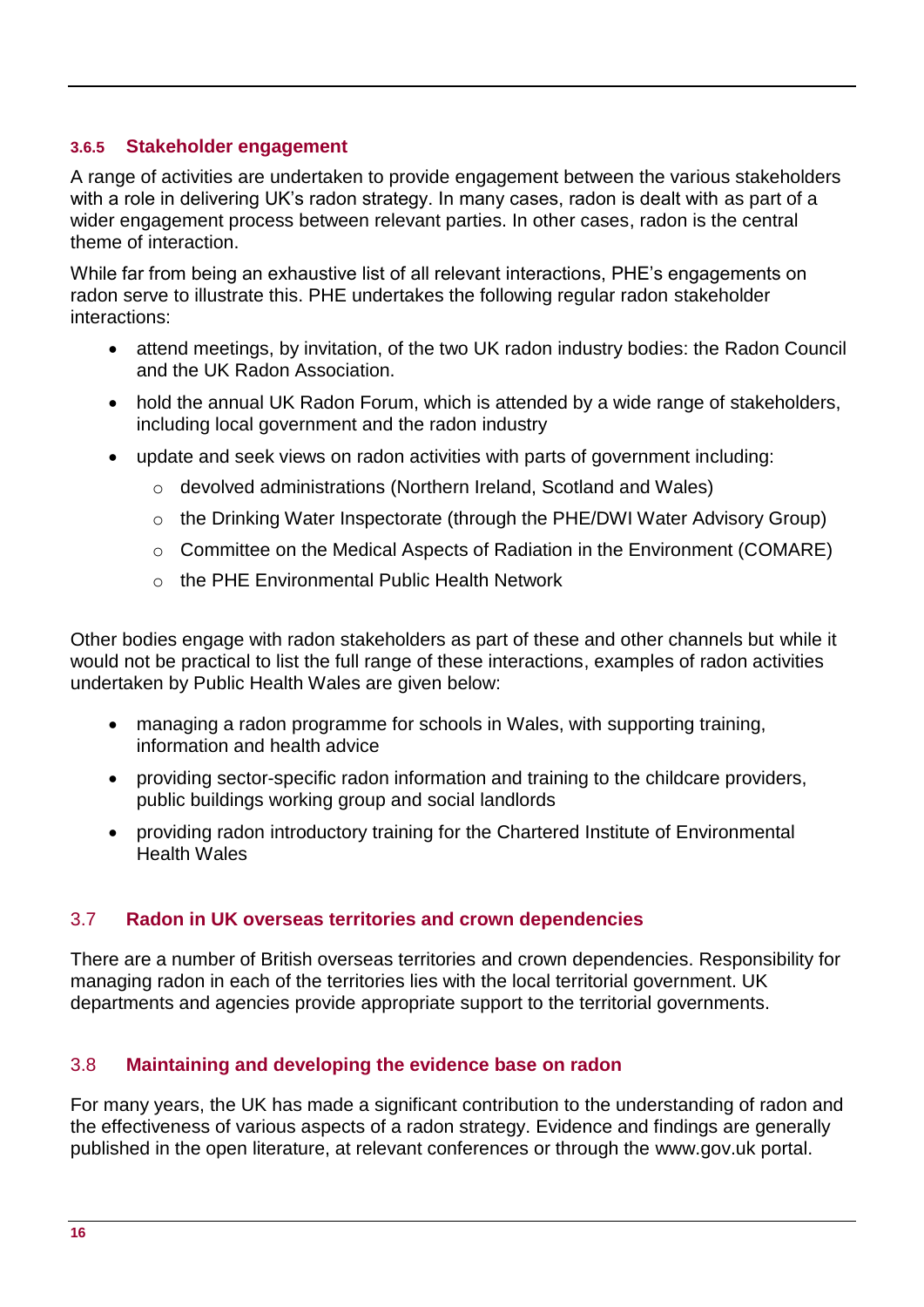#### 3.6.5 Stakeholder engagement

A range of activities are undertaken to provide engagement between the various stakeholders with a role in delivering UK's radon strategy. In many cases, radon is dealt with as part of a wider engagement process between relevant parties. In other cases, radon is the central theme of interaction.

While far from being an exhaustive list of all relevant interactions, PHE's engagements on radon serve to illustrate this. PHE undertakes the following regular radon stakeholder interactions:

- attend meetings, by invitation, of the two UK radon industry bodies: the Radon Council and the UK Radon Association.
- hold the annual UK Radon Forum, which is attended by a wide range of stakeholders, including local government and the radon industry
- update and seek views on radon activities with parts of government including:
  - devolved administrations (Northern Ireland, Scotland and Wales)
  - the Drinking Water Inspectorate (through the PHE/DWI Water Advisory Group)
  - Committee on the Medical Aspects of Radiation in the Environment (COMARE)
  - the PHE Environmental Public Health Network

Other bodies engage with radon stakeholders as part of these and other channels but while it would not be practical to list the full range of these interactions, examples of radon activities undertaken by Public Health Wales are given below:

- managing a radon programme for schools in Wales, with supporting training, information and health advice
- providing sector-specific radon information and training to the childcare providers, public buildings working group and social landlords
- providing radon introductory training for the Chartered Institute of Environmental Health Wales

### 3.7 Radon in UK overseas territories and crown dependencies

There are a number of British overseas territories and crown dependencies. Responsibility for managing radon in each of the territories lies with the local territorial government. UK departments and agencies provide appropriate support to the territorial governments.

### 3.8 Maintaining and developing the evidence base on radon

For many years, the UK has made a significant contribution to the understanding of radon and the effectiveness of various aspects of a radon strategy. Evidence and findings are generally published in the open literature, at relevant conferences or through the www.gov.uk portal.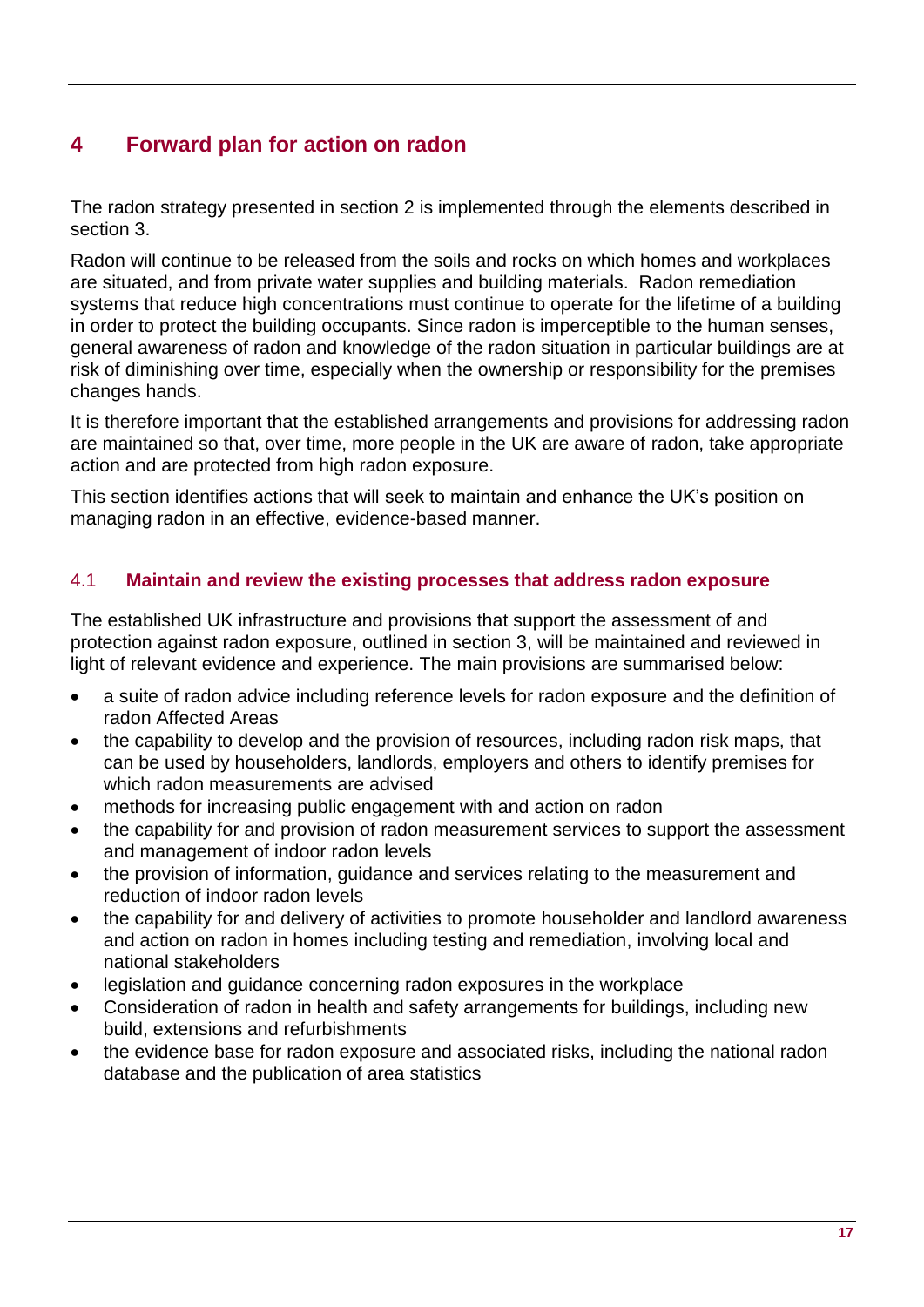# 4 Forward plan for action on radon

The radon strategy presented in section 2 is implemented through the elements described in section 3.

Radon will continue to be released from the soils and rocks on which homes and workplaces are situated, and from private water supplies and building materials. Radon remediation systems that reduce high concentrations must continue to operate for the lifetime of a building in order to protect the building occupants. Since radon is imperceptible to the human senses, general awareness of radon and knowledge of the radon situation in particular buildings are at risk of diminishing over time, especially when the ownership or responsibility for the premises changes hands.

It is therefore important that the established arrangements and provisions for addressing radon are maintained so that, over time, more people in the UK are aware of radon, take appropriate action and are protected from high radon exposure.

This section identifies actions that will seek to maintain and enhance the UK's position on managing radon in an effective, evidence-based manner.

## 4.1 Maintain and review the existing processes that address radon exposure

The established UK infrastructure and provisions that support the assessment of and protection against radon exposure, outlined in section 3, will be maintained and reviewed in light of relevant evidence and experience. The main provisions are summarised below:

- a suite of radon advice including reference levels for radon exposure and the definition of radon Affected Areas
- the capability to develop and the provision of resources, including radon risk maps, that can be used by householders, landlords, employers and others to identify premises for which radon measurements are advised
- methods for increasing public engagement with and action on radon
- the capability for and provision of radon measurement services to support the assessment and management of indoor radon levels
- the provision of information, guidance and services relating to the measurement and reduction of indoor radon levels
- the capability for and delivery of activities to promote householder and landlord awareness and action on radon in homes including testing and remediation, involving local and national stakeholders
- legislation and guidance concerning radon exposures in the workplace
- Consideration of radon in health and safety arrangements for buildings, including new build, extensions and refurbishments
- the evidence base for radon exposure and associated risks, including the national radon database and the publication of area statistics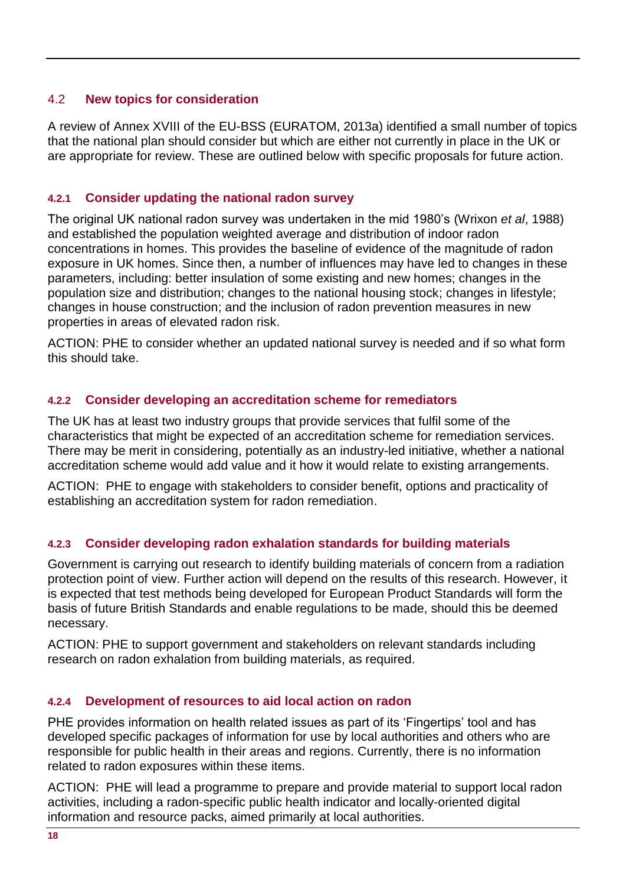## 4.2 New topics for consideration

A review of Annex XVIII of the EU-BSS (EURATOM, 2013a) identified a small number of topics that the national plan should consider but which are either not currently in place in the UK or are appropriate for review. These are outlined below with specific proposals for future action.

### 4.2.1 Consider updating the national radon survey

The original UK national radon survey was undertaken in the mid 1980's (Wrixon *et al*, 1988) and established the population weighted average and distribution of indoor radon concentrations in homes. This provides the baseline of evidence of the magnitude of radon exposure in UK homes. Since then, a number of influences may have led to changes in these parameters, including: better insulation of some existing and new homes; changes in the population size and distribution; changes to the national housing stock; changes in lifestyle; changes in house construction; and the inclusion of radon prevention measures in new properties in areas of elevated radon risk.

ACTION: PHE to consider whether an updated national survey is needed and if so what form this should take.

### 4.2.2 Consider developing an accreditation scheme for remediators

The UK has at least two industry groups that provide services that fulfil some of the characteristics that might be expected of an accreditation scheme for remediation services. There may be merit in considering, potentially as an industry-led initiative, whether a national accreditation scheme would add value and it how it would relate to existing arrangements.

ACTION: PHE to engage with stakeholders to consider benefit, options and practicality of establishing an accreditation system for radon remediation.

### 4.2.3 Consider developing radon exhalation standards for building materials

Government is carrying out research to identify building materials of concern from a radiation protection point of view. Further action will depend on the results of this research. However, it is expected that test methods being developed for European Product Standards will form the basis of future British Standards and enable regulations to be made, should this be deemed necessary.

ACTION: PHE to support government and stakeholders on relevant standards including research on radon exhalation from building materials, as required.

### 4.2.4 Development of resources to aid local action on radon

PHE provides information on health related issues as part of its 'Fingertips' tool and has developed specific packages of information for use by local authorities and others who are responsible for public health in their areas and regions. Currently, there is no information related to radon exposures within these items.

ACTION: PHE will lead a programme to prepare and provide material to support local radon activities, including a radon-specific public health indicator and locally-oriented digital information and resource packs, aimed primarily at local authorities.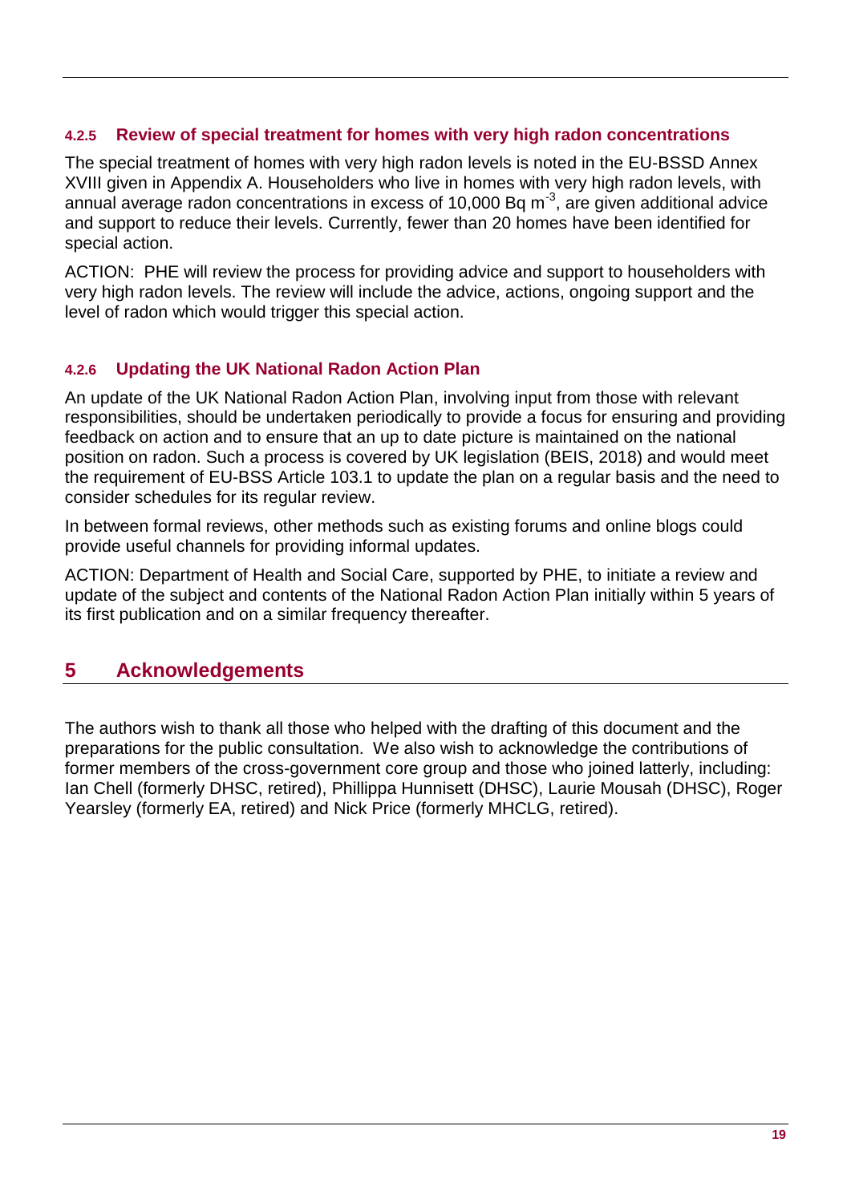#### 4.2.5 Review of special treatment for homes with very high radon concentrations

The special treatment of homes with very high radon levels is noted in the EU-BSSD Annex XVIII given in Appendix A. Householders who live in homes with very high radon levels, with annual average radon concentrations in excess of 10,000 Bq $m^{-3}$, are given additional advice and support to reduce their levels. Currently, fewer than 20 homes have been identified for special action.

ACTION: PHE will review the process for providing advice and support to householders with very high radon levels. The review will include the advice, actions, ongoing support and the level of radon which would trigger this special action.

#### 4.2.6 Updating the UK National Radon Action Plan

An update of the UK National Radon Action Plan, involving input from those with relevant responsibilities, should be undertaken periodically to provide a focus for ensuring and providing feedback on action and to ensure that an up to date picture is maintained on the national position on radon. Such a process is covered by UK legislation (BEIS, 2018) and would meet the requirement of EU-BSS Article 103.1 to update the plan on a regular basis and the need to consider schedules for its regular review.

In between formal reviews, other methods such as existing forums and online blogs could provide useful channels for providing informal updates.

ACTION: Department of Health and Social Care, supported by PHE, to initiate a review and update of the subject and contents of the National Radon Action Plan initially within 5 years of its first publication and on a similar frequency thereafter.

## 5 Acknowledgements

The authors wish to thank all those who helped with the drafting of this document and the preparations for the public consultation. We also wish to acknowledge the contributions of former members of the cross-government core group and those who joined latterly, including: Ian Chell (formerly DHSC, retired), Phillippa Hunnisett (DHSC), Laurie Mousah (DHSC), Roger Yearsley (formerly EA, retired) and Nick Price (formerly MHCLG, retired).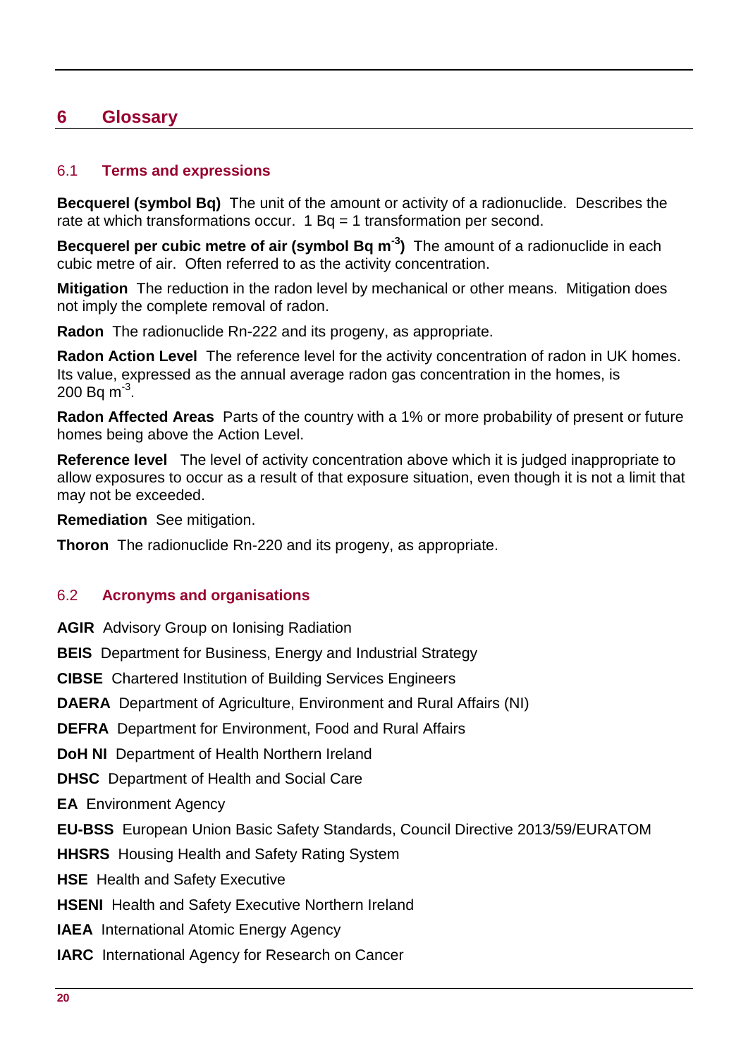# 6 Glossary

## 6.1 Terms and expressions

**Becquerel (symbol Bq)** The unit of the amount or activity of a radionuclide. Describes the rate at which transformations occur. 1 Bq = 1 transformation per second.

**Becquerel per cubic metre of air (symbol Bq $m^{-3}$)** The amount of a radionuclide in each cubic metre of air. Often referred to as the activity concentration.

**Mitigation** The reduction in the radon level by mechanical or other means. Mitigation does not imply the complete removal of radon.

**Radon** The radionuclide Rn-222 and its progeny, as appropriate.

**Radon Action Level** The reference level for the activity concentration of radon in UK homes. Its value, expressed as the annual average radon gas concentration in the homes, is 200 Bq $m^{-3}$.

**Radon Affected Areas** Parts of the country with a 1% or more probability of present or future homes being above the Action Level.

**Reference level** The level of activity concentration above which it is judged inappropriate to allow exposures to occur as a result of that exposure situation, even though it is not a limit that may not be exceeded.

**Remediation** See mitigation.

**Thoron** The radionuclide Rn-220 and its progeny, as appropriate.

## 6.2 Acronyms and organisations

**AGIR** Advisory Group on Ionising Radiation

**BEIS** Department for Business, Energy and Industrial Strategy

**CIBSE** Chartered Institution of Building Services Engineers

**DAERA** Department of Agriculture, Environment and Rural Affairs (NI)

**DEFRA** Department for Environment, Food and Rural Affairs

**DoH NI** Department of Health Northern Ireland

**DHSC** Department of Health and Social Care

**EA** Environment Agency

**EU-BSS** European Union Basic Safety Standards, Council Directive 2013/59/EURATOM

**HHSRS** Housing Health and Safety Rating System

**HSE** Health and Safety Executive

**HSENI** Health and Safety Executive Northern Ireland

**IAEA** International Atomic Energy Agency

**IARC** International Agency for Research on Cancer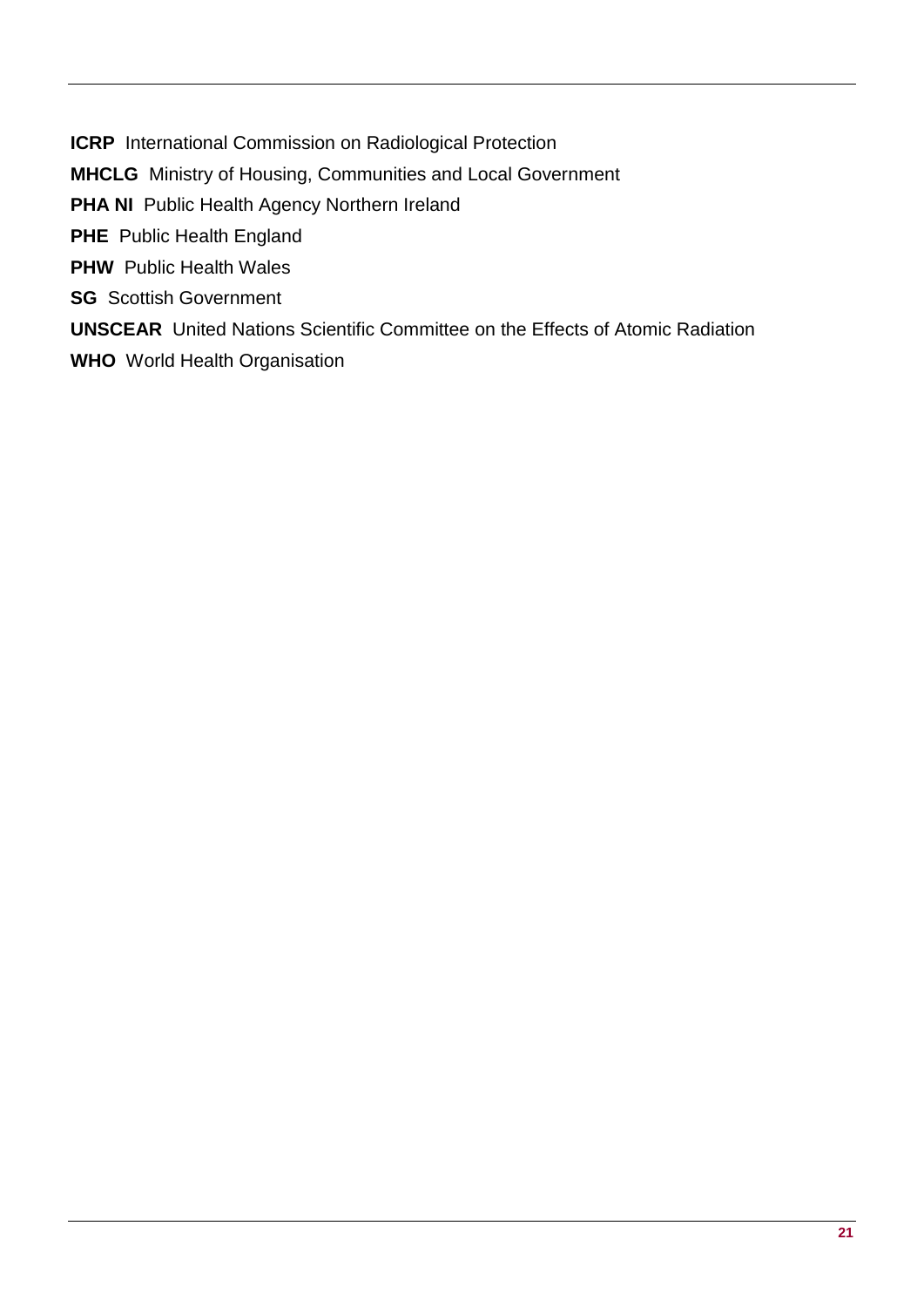**ICRP** International Commission on Radiological Protection

**MHCLG** Ministry of Housing, Communities and Local Government

**PHA NI** Public Health Agency Northern Ireland

**PHE** Public Health England

**PHW** Public Health Wales

**SG** Scottish Government

**UNSCEAR** United Nations Scientific Committee on the Effects of Atomic Radiation

**WHO** World Health Organisation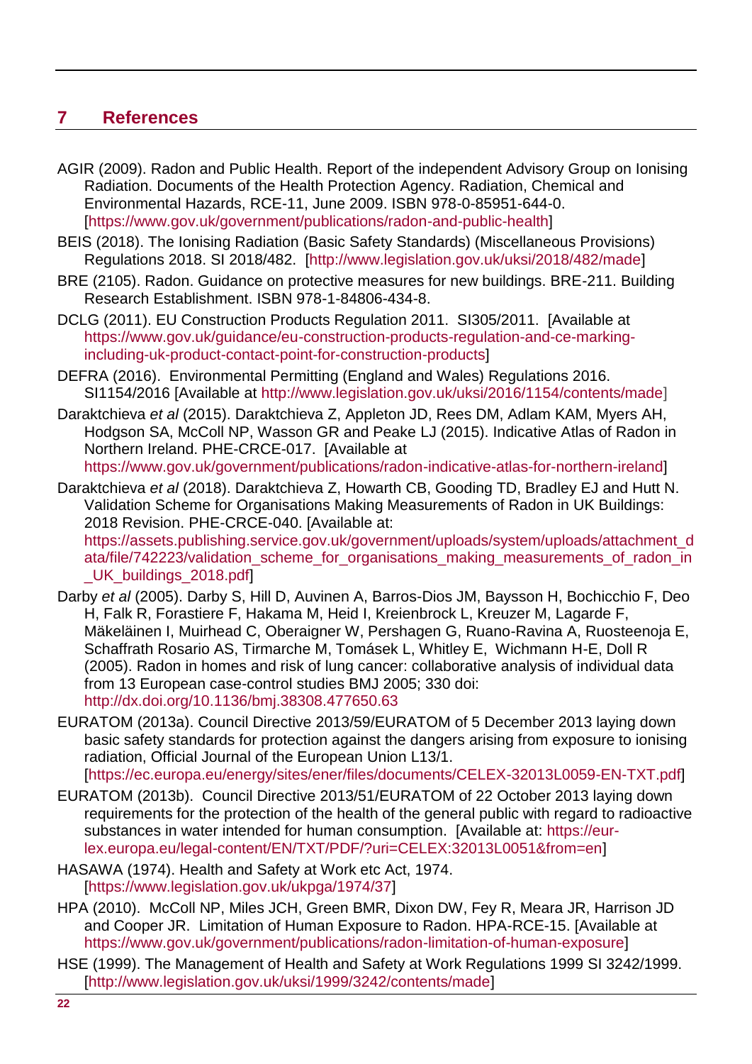## 7 References

AGIR (2009). Radon and Public Health. Report of the independent Advisory Group on Ionising Radiation. Documents of the Health Protection Agency. Radiation, Chemical and Environmental Hazards, RCE-11, June 2009. ISBN 978-0-85951-644-0. [https://www.gov.uk/government/publications/radon-and-public-health]

BEIS (2018). The Ionising Radiation (Basic Safety Standards) (Miscellaneous Provisions) Regulations 2018. SI 2018/482. [http://www.legislation.gov.uk/uksi/2018/482/made]

BRE (2105). Radon. Guidance on protective measures for new buildings. BRE-211. Building Research Establishment. ISBN 978-1-84806-434-8.

DCLG (2011). EU Construction Products Regulation 2011. SI305/2011. [Available at https://www.gov.uk/guidance/eu-construction-products-regulation-and-ce-marking-including-uk-product-contact-point-for-construction-products]

DEFRA (2016). Environmental Permitting (England and Wales) Regulations 2016. SI1154/2016 [Available at http://www.legislation.gov.uk/uksi/2016/1154/contents/made]

Daraktchieva *et al* (2015). Daraktchieva Z, Appleton JD, Rees DM, Adlam KAM, Myers AH, Hodgson SA, McColl NP, Wasson GR and Peake LJ (2015). Indicative Atlas of Radon in Northern Ireland. PHE-CRCE-017. [Available at https://www.gov.uk/government/publications/radon-indicative-atlas-for-northern-ireland]

Daraktchieva *et al* (2018). Daraktchieva Z, Howarth CB, Gooding TD, Bradley EJ and Hutt N. Validation Scheme for Organisations Making Measurements of Radon in UK Buildings: 2018 Revision. PHE-CRCE-040. [Available at: https://assets.publishing.service.gov.uk/government/uploads/system/uploads/attachment_data/file/742223/validation_scheme_for_organisations_making_measurements_of_radon_in_UK_buildings_2018.pdf]

Darby *et al* (2005). Darby S, Hill D, Auvinen A, Barros-Dios JM, Baysson H, Bochicchio F, Deo H, Falk R, Forastiere F, Hakama M, Heid I, Kreienbrock L, Kreuzer M, Lagarde F, Mäkeläinen I, Muirhead C, Oberaigner W, Pershagen G, Ruano-Ravina A, Ruosteenoja E, Schaffrath Rosario AS, Tirmarche M, Tomásek L, Whitley E, Wichmann H-E, Doll R (2005). Radon in homes and risk of lung cancer: collaborative analysis of individual data from 13 European case-control studies BMJ 2005; 330 doi: http://dx.doi.org/10.1136/bmj.38308.477650.63

EURATOM (2013a). Council Directive 2013/59/EURATOM of 5 December 2013 laying down basic safety standards for protection against the dangers arising from exposure to ionising radiation, Official Journal of the European Union L13/1. [https://ec.europa.eu/energy/sites/ener/files/documents/CELEX-32013L0059-EN-TXT.pdf]

EURATOM (2013b). Council Directive 2013/51/EURATOM of 22 October 2013 laying down requirements for the protection of the health of the general public with regard to radioactive substances in water intended for human consumption. [Available at: https://eur-lex.europa.eu/legal-content/EN/TXT/PDF/?uri=CELEX:32013L0051&from=en]

HASAWA (1974). Health and Safety at Work etc Act, 1974. [https://www.legislation.gov.uk/ukpga/1974/37]

HPA (2010). McColl NP, Miles JCH, Green BMR, Dixon DW, Fey R, Meara JR, Harrison JD and Cooper JR. Limitation of Human Exposure to Radon. HPA-RCE-15. [Available at https://www.gov.uk/government/publications/radon-limitation-of-human-exposure]

HSE (1999). The Management of Health and Safety at Work Regulations 1999 SI 3242/1999. [http://www.legislation.gov.uk/uksi/1999/3242/contents/made]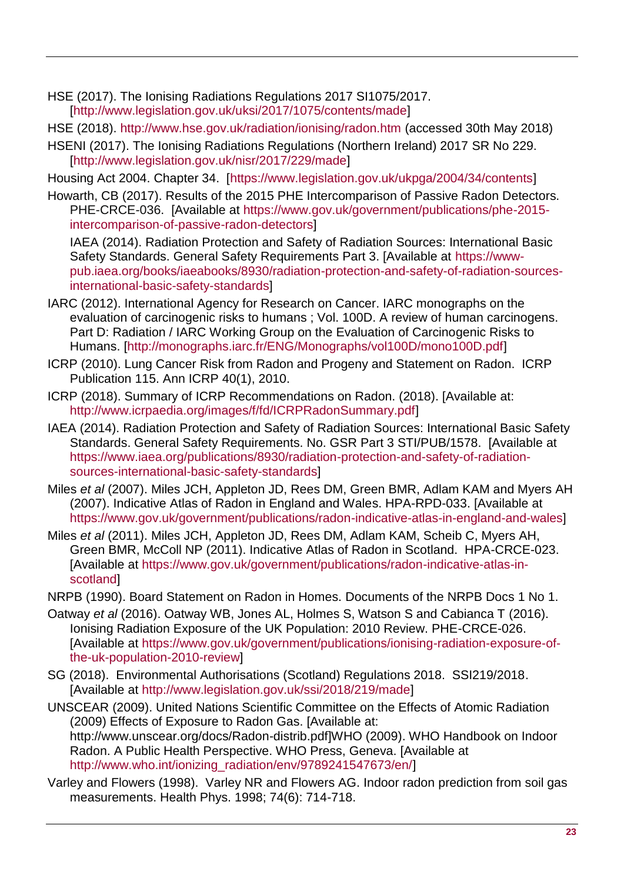HSE (2017). The Ionising Radiations Regulations 2017 SI1075/2017. [http://www.legislation.gov.uk/uksi/2017/1075/contents/made]

HSE (2018). http://www.hse.gov.uk/radiation/ionising/radon.htm (accessed 30th May 2018)

HSENI (2017). The Ionising Radiations Regulations (Northern Ireland) 2017 SR No 229. [http://www.legislation.gov.uk/nisr/2017/229/made]

Housing Act 2004. Chapter 34. [https://www.legislation.gov.uk/ukpga/2004/34/contents]

Howarth, CB (2017). Results of the 2015 PHE Intercomparison of Passive Radon Detectors. PHE-CRCE-036. [Available at https://www.gov.uk/government/publications/phe-2015-intercomparison-of-passive-radon-detectors]

IAEA (2014). Radiation Protection and Safety of Radiation Sources: International Basic Safety Standards. General Safety Requirements Part 3. [Available at https://www-pub.iaea.org/books/iaeabooks/8930/radiation-protection-and-safety-of-radiation-sources-international-basic-safety-standards]

IARC (2012). International Agency for Research on Cancer. IARC monographs on the evaluation of carcinogenic risks to humans ; Vol. 100D. A review of human carcinogens. Part D: Radiation / IARC Working Group on the Evaluation of Carcinogenic Risks to Humans. [http://monographs.iarc.fr/ENG/Monographs/vol100D/mono100D.pdf]

ICRP (2010). Lung Cancer Risk from Radon and Progeny and Statement on Radon. ICRP Publication 115. Ann ICRP 40(1), 2010.

ICRP (2018). Summary of ICRP Recommendations on Radon. (2018). [Available at: http://www.icrpaedia.org/images/f/fd/ICRPRadonSummary.pdf]

IAEA (2014). Radiation Protection and Safety of Radiation Sources: International Basic Safety Standards. General Safety Requirements. No. GSR Part 3 STI/PUB/1578. [Available at https://www.iaea.org/publications/8930/radiation-protection-and-safety-of-radiation-sources-international-basic-safety-standards]

Miles *et al* (2007). Miles JCH, Appleton JD, Rees DM, Green BMR, Adlam KAM and Myers AH (2007). Indicative Atlas of Radon in England and Wales. HPA-RPD-033. [Available at https://www.gov.uk/government/publications/radon-indicative-atlas-in-england-and-wales]

Miles *et al* (2011). Miles JCH, Appleton JD, Rees DM, Adlam KAM, Scheib C, Myers AH, Green BMR, McColl NP (2011). Indicative Atlas of Radon in Scotland. HPA-CRCE-023. [Available at https://www.gov.uk/government/publications/radon-indicative-atlas-in-scotland]

NRPB (1990). Board Statement on Radon in Homes. Documents of the NRPB Docs 1 No 1.

Oatway *et al* (2016). Oatway WB, Jones AL, Holmes S, Watson S and Cabianca T (2016). Ionising Radiation Exposure of the UK Population: 2010 Review. PHE-CRCE-026. [Available at https://www.gov.uk/government/publications/ionising-radiation-exposure-of-the-uk-population-2010-review]

SG (2018). Environmental Authorisations (Scotland) Regulations 2018. SSI219/2018. [Available at http://www.legislation.gov.uk/ssi/2018/219/made]

UNSCEAR (2009). United Nations Scientific Committee on the Effects of Atomic Radiation (2009) Effects of Exposure to Radon Gas. [Available at: http://www.unscear.org/docs/Radon-distrib.pdf]WHO (2009). WHO Handbook on Indoor Radon. A Public Health Perspective. WHO Press, Geneva. [Available at http://www.who.int/ionizing_radiation/env/9789241547673/en/]

Varley and Flowers (1998). Varley NR and Flowers AG. Indoor radon prediction from soil gas measurements. Health Phys. 1998; 74(6): 714-718.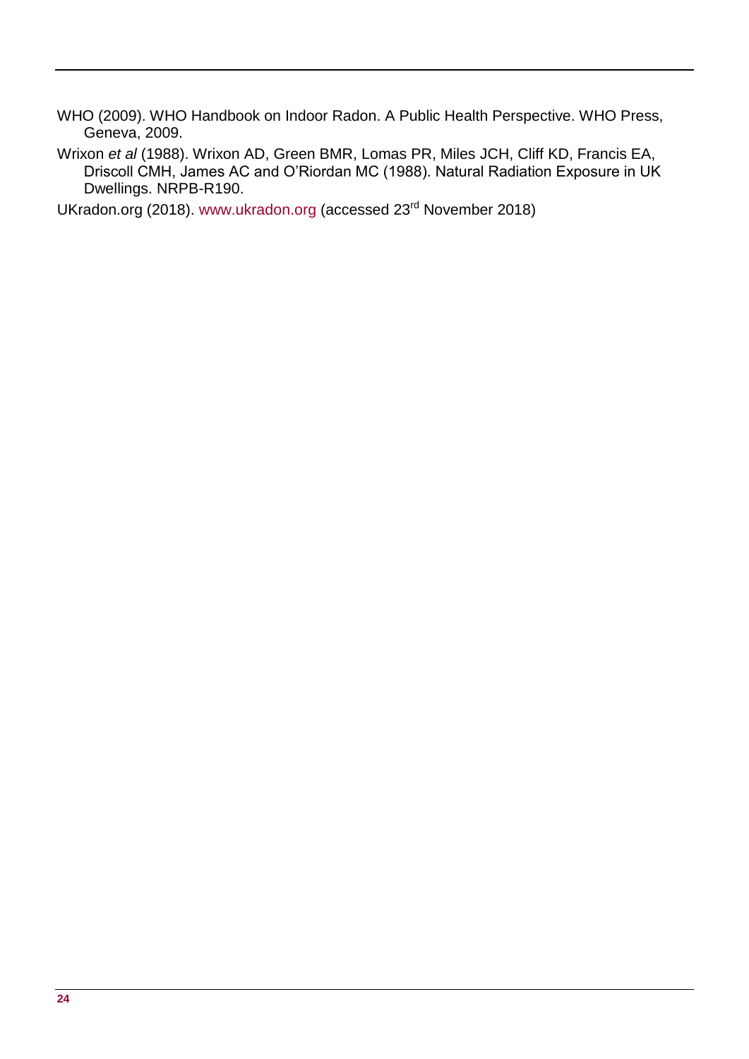WHO (2009). WHO Handbook on Indoor Radon. A Public Health Perspective. WHO Press, Geneva, 2009.

Wrixon *et al* (1988). Wrixon AD, Green BMR, Lomas PR, Miles JCH, Cliff KD, Francis EA, Driscoll CMH, James AC and O'Riordan MC (1988). Natural Radiation Exposure in UK Dwellings. NRPB-R190.

UKradon.org (2018). www.ukradon.org (accessed 23rd November 2018)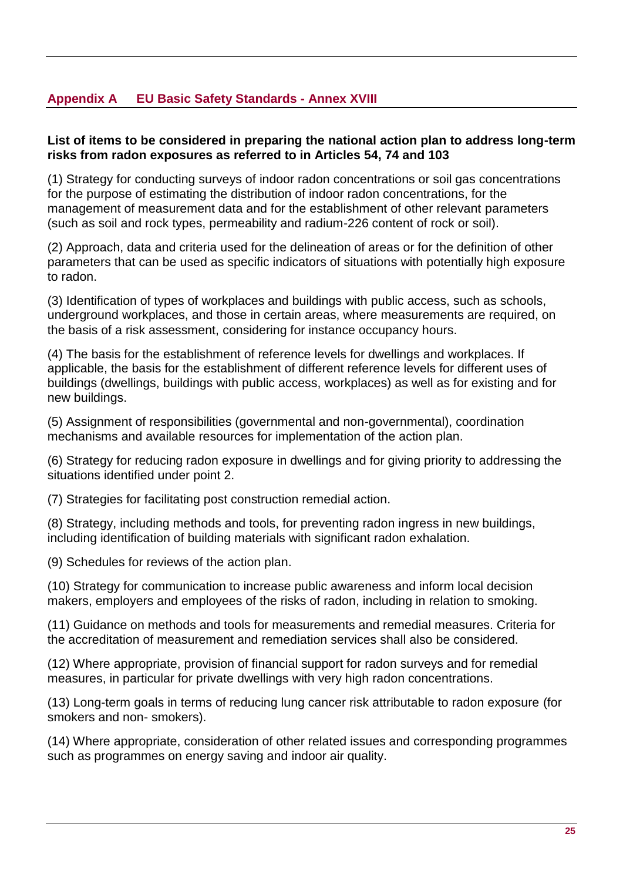## Appendix A EU Basic Safety Standards - Annex XVIII

**List of items to be considered in preparing the national action plan to address long-term risks from radon exposures as referred to in Articles 54, 74 and 103**

(1) Strategy for conducting surveys of indoor radon concentrations or soil gas concentrations for the purpose of estimating the distribution of indoor radon concentrations, for the management of measurement data and for the establishment of other relevant parameters (such as soil and rock types, permeability and radium-226 content of rock or soil).

(2) Approach, data and criteria used for the delineation of areas or for the definition of other parameters that can be used as specific indicators of situations with potentially high exposure to radon.

(3) Identification of types of workplaces and buildings with public access, such as schools, underground workplaces, and those in certain areas, where measurements are required, on the basis of a risk assessment, considering for instance occupancy hours.

(4) The basis for the establishment of reference levels for dwellings and workplaces. If applicable, the basis for the establishment of different reference levels for different uses of buildings (dwellings, buildings with public access, workplaces) as well as for existing and for new buildings.

(5) Assignment of responsibilities (governmental and non-governmental), coordination mechanisms and available resources for implementation of the action plan.

(6) Strategy for reducing radon exposure in dwellings and for giving priority to addressing the situations identified under point 2.

(7) Strategies for facilitating post construction remedial action.

(8) Strategy, including methods and tools, for preventing radon ingress in new buildings, including identification of building materials with significant radon exhalation.

(9) Schedules for reviews of the action plan.

(10) Strategy for communication to increase public awareness and inform local decision makers, employers and employees of the risks of radon, including in relation to smoking.

(11) Guidance on methods and tools for measurements and remedial measures. Criteria for the accreditation of measurement and remediation services shall also be considered.

(12) Where appropriate, provision of financial support for radon surveys and for remedial measures, in particular for private dwellings with very high radon concentrations.

(13) Long-term goals in terms of reducing lung cancer risk attributable to radon exposure (for smokers and non- smokers).

(14) Where appropriate, consideration of other related issues and corresponding programmes such as programmes on energy saving and indoor air quality.